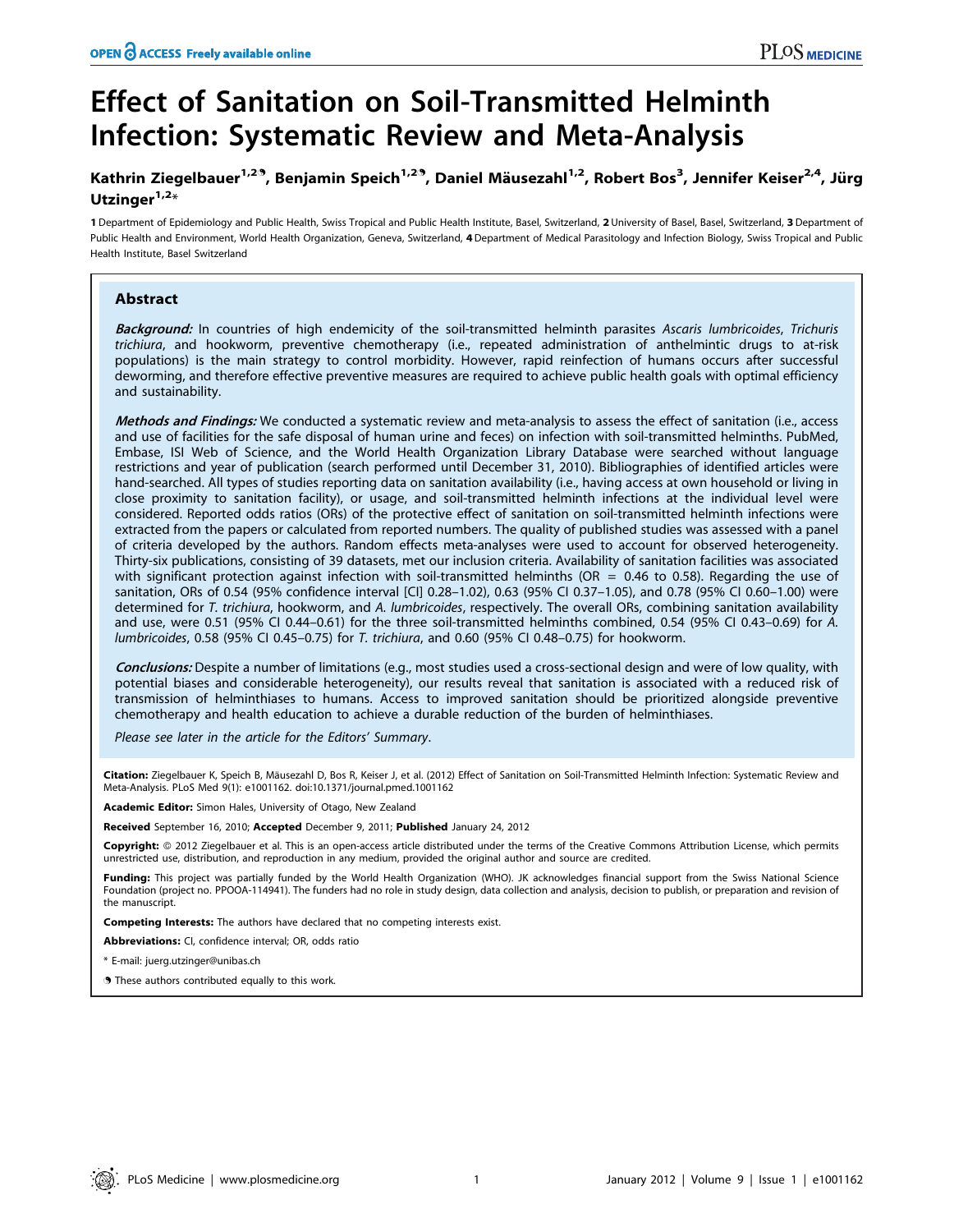# Effect of Sanitation on Soil-Transmitted Helminth Infection: Systematic Review and Meta-Analysis

Kathrin Ziegelbauer[1,2], Benjamin Speich[1,2], Daniel Mäusezahl[1,2], Robert Bos[3], Jennifer Keiser[2,4], Jürg Utzinger[1,2]*

1 Department of Epidemiology and Public Health, Swiss Tropical and Public Health Institute, Basel, Switzerland, 2 University of Basel, Basel, Switzerland, 3 Department of Public Health and Environment, World Health Organization, Geneva, Switzerland, 4 Department of Medical Parasitology and Infection Biology, Swiss Tropical and Public Health Institute, Basel Switzerland

## Abstract

***Background:*** In countries of high endemicity of the soil-transmitted helminth parasites *Ascaris lumbricoides*, *Trichuris trichiura*, and hookworm, preventive chemotherapy (i.e., repeated administration of anthelmintic drugs to at-risk populations) is the main strategy to control morbidity. However, rapid reinfection of humans occurs after successful deworming, and therefore effective preventive measures are required to achieve public health goals with optimal efficiency and sustainability.

***Methods and Findings:*** We conducted a systematic review and meta-analysis to assess the effect of sanitation (i.e., access and use of facilities for the safe disposal of human urine and feces) on infection with soil-transmitted helminths. PubMed, Embase, ISI Web of Science, and the World Health Organization Library Database were searched without language restrictions and year of publication (search performed until December 31, 2010). Bibliographies of identified articles were hand-searched. All types of studies reporting data on sanitation availability (i.e., having access at own household or living in close proximity to sanitation facility), or usage, and soil-transmitted helminth infections at the individual level were considered. Reported odds ratios (ORs) of the protective effect of sanitation on soil-transmitted helminth infections were extracted from the papers or calculated from reported numbers. The quality of published studies was assessed with a panel of criteria developed by the authors. Random effects meta-analyses were used to account for observed heterogeneity. Thirty-six publications, consisting of 39 datasets, met our inclusion criteria. Availability of sanitation facilities was associated with significant protection against infection with soil-transmitted helminths (OR = 0.46 to 0.58). Regarding the use of sanitation, ORs of 0.54 (95% confidence interval [CI] 0.28–1.02), 0.63 (95% CI 0.37–1.05), and 0.78 (95% CI 0.60–1.00) were determined for *T. trichiura*, hookworm, and *A. lumbricoides*, respectively. The overall ORs, combining sanitation availability and use, were 0.51 (95% CI 0.44–0.61) for the three soil-transmitted helminths combined, 0.54 (95% CI 0.43–0.69) for *A. lumbricoides*, 0.58 (95% CI 0.45–0.75) for *T. trichiura*, and 0.60 (95% CI 0.48–0.75) for hookworm.

***Conclusions:*** Despite a number of limitations (e.g., most studies used a cross-sectional design and were of low quality, with potential biases and considerable heterogeneity), our results reveal that sanitation is associated with a reduced risk of transmission of helminthiases to humans. Access to improved sanitation should be prioritized alongside preventive chemotherapy and health education to achieve a durable reduction of the burden of helminthiases.

*Please see later in the article for the Editors' Summary.*

**Citation:** Ziegelbauer K, Speich B, Mäusezahl D, Bos R, Keiser J, et al. (2012) Effect of Sanitation on Soil-Transmitted Helminth Infection: Systematic Review and Meta-Analysis. PLoS Med 9(1): e1001162. doi:10.1371/journal.pmed.1001162

**Academic Editor:** Simon Hales, University of Otago, New Zealand

**Received** September 16, 2010; **Accepted** December 9, 2011; **Published** January 24, 2012

**Copyright:** © 2012 Ziegelbauer et al. This is an open-access article distributed under the terms of the Creative Commons Attribution License, which permits unrestricted use, distribution, and reproduction in any medium, provided the original author and source are credited.

**Funding:** This project was partially funded by the World Health Organization (WHO). JK acknowledges financial support from the Swiss National Science Foundation (project no. PPOOA-114941). The funders had no role in study design, data collection and analysis, decision to publish, or preparation and revision of the manuscript.

**Competing Interests:** The authors have declared that no competing interests exist.

**Abbreviations:** CI, confidence interval; OR, odds ratio

\* E-mail: juerg.utzinger@unibas.ch

These authors contributed equally to this work.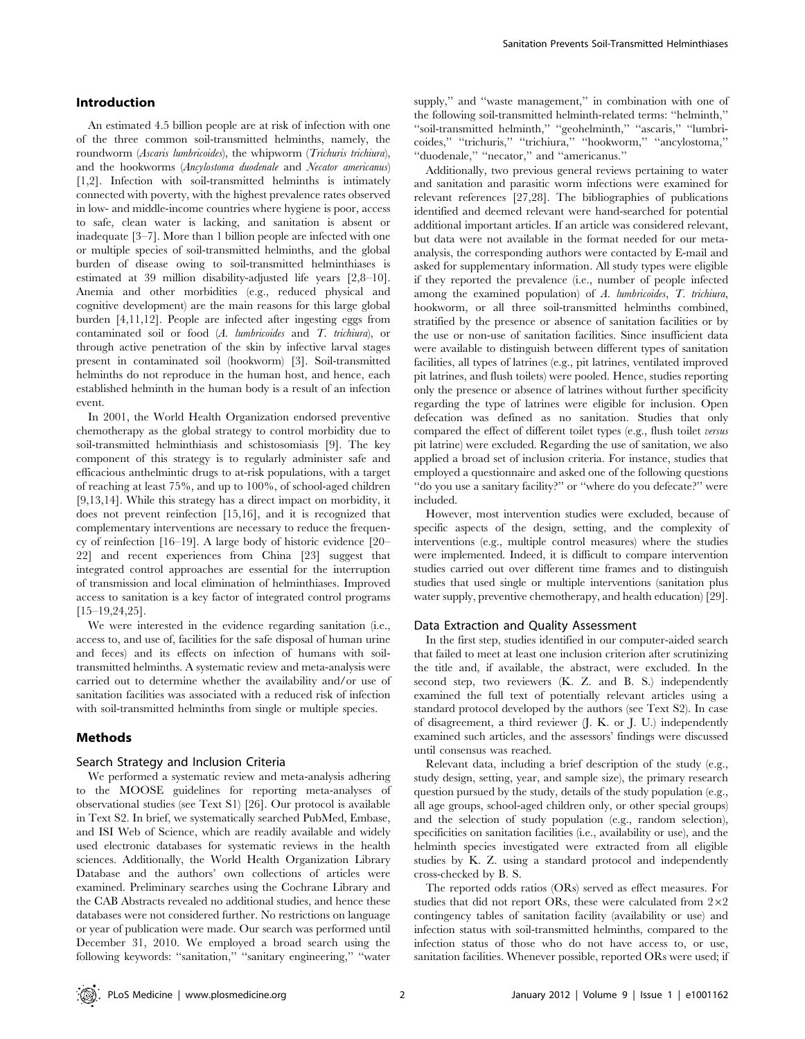## Introduction

An estimated 4.5 billion people are at risk of infection with one of the three common soil-transmitted helminths, namely, the roundworm (*Ascaris lumbricoides*), the whipworm (*Trichuris trichiura*), and the hookworms (*Ancylostoma duodenale* and *Necator americanus*) [1,2]. Infection with soil-transmitted helminths is intimately connected with poverty, with the highest prevalence rates observed in low- and middle-income countries where hygiene is poor, access to safe, clean water is lacking, and sanitation is absent or inadequate [3–7]. More than 1 billion people are infected with one or multiple species of soil-transmitted helminths, and the global burden of disease owing to soil-transmitted helminthiases is estimated at 39 million disability-adjusted life years [2,8–10]. Anemia and other morbidities (e.g., reduced physical and cognitive development) are the main reasons for this large global burden [4,11,12]. People are infected after ingesting eggs from contaminated soil or food (*A. lumbricoides* and *T. trichiura*), or through active penetration of the skin by infective larval stages present in contaminated soil (hookworm) [3]. Soil-transmitted helminths do not reproduce in the human host, and hence, each established helminth in the human body is a result of an infection event.

In 2001, the World Health Organization endorsed preventive chemotherapy as the global strategy to control morbidity due to soil-transmitted helminthiasis and schistosomiasis [9]. The key component of this strategy is to regularly administer safe and efficacious anthelmintic drugs to at-risk populations, with a target of reaching at least 75%, and up to 100%, of school-aged children [9,13,14]. While this strategy has a direct impact on morbidity, it does not prevent reinfection [15,16], and it is recognized that complementary interventions are necessary to reduce the frequency of reinfection [16–19]. A large body of historic evidence [20–22] and recent experiences from China [23] suggest that integrated control approaches are essential for the interruption of transmission and local elimination of helminthiases. Improved access to sanitation is a key factor of integrated control programs [15–19,24,25].

We were interested in the evidence regarding sanitation (i.e., access to, and use of, facilities for the safe disposal of human urine and feces) and its effects on infection of humans with soil-transmitted helminths. A systematic review and meta-analysis were carried out to determine whether the availability and/or use of sanitation facilities was associated with a reduced risk of infection with soil-transmitted helminths from single or multiple species.

## Methods

### Search Strategy and Inclusion Criteria

We performed a systematic review and meta-analysis adhering to the MOOSE guidelines for reporting meta-analyses of observational studies (see Text S1) [26]. Our protocol is available in Text S2. In brief, we systematically searched PubMed, Embase, and ISI Web of Science, which are readily available and widely used electronic databases for systematic reviews in the health sciences. Additionally, the World Health Organization Library Database and the authors' own collections of articles were examined. Preliminary searches using the Cochrane Library and the CAB Abstracts revealed no additional studies, and hence these databases were not considered further. No restrictions on language or year of publication were made. Our search was performed until December 31, 2010. We employed a broad search using the following keywords: "sanitation," "sanitary engineering," "water supply," and "waste management," in combination with one of the following soil-transmitted helminth-related terms: "helminth," "soil-transmitted helminth," "geohelminth," "ascaris," "lumbricoides," "trichuris," "trichiura," "hookworm," "ancylostoma," "duodenale," "necator," and "americanus."

Additionally, two previous general reviews pertaining to water and sanitation and parasitic worm infections were examined for relevant references [27,28]. The bibliographies of publications identified and deemed relevant were hand-searched for potential additional important articles. If an article was considered relevant, but data were not available in the format needed for our meta-analysis, the corresponding authors were contacted by E-mail and asked for supplementary information. All study types were eligible if they reported the prevalence (i.e., number of people infected among the examined population) of *A. lumbricoides*, *T. trichiura*, hookworm, or all three soil-transmitted helminths combined, stratified by the presence or absence of sanitation facilities or by the use or non-use of sanitation facilities. Since insufficient data were available to distinguish between different types of sanitation facilities, all types of latrines (e.g., pit latrines, ventilated improved pit latrines, and flush toilets) were pooled. Hence, studies reporting only the presence or absence of latrines without further specificity regarding the type of latrines were eligible for inclusion. Open defecation was defined as no sanitation. Studies that only compared the effect of different toilet types (e.g., flush toilet *versus* pit latrine) were excluded. Regarding the use of sanitation, we also applied a broad set of inclusion criteria. For instance, studies that employed a questionnaire and asked one of the following questions "do you use a sanitary facility?" or "where do you defecate?" were included.

However, most intervention studies were excluded, because of specific aspects of the design, setting, and the complexity of interventions (e.g., multiple control measures) where the studies were implemented. Indeed, it is difficult to compare intervention studies carried out over different time frames and to distinguish studies that used single or multiple interventions (sanitation plus water supply, preventive chemotherapy, and health education) [29].

### Data Extraction and Quality Assessment

In the first step, studies identified in our computer-aided search that failed to meet at least one inclusion criterion after scrutinizing the title and, if available, the abstract, were excluded. In the second step, two reviewers (K. Z. and B. S.) independently examined the full text of potentially relevant articles using a standard protocol developed by the authors (see Text S2). In case of disagreement, a third reviewer (J. K. or J. U.) independently examined such articles, and the assessors' findings were discussed until consensus was reached.

Relevant data, including a brief description of the study (e.g., study design, setting, year, and sample size), the primary research question pursued by the study, details of the study population (e.g., all age groups, school-aged children only, or other special groups) and the selection of study population (e.g., random selection), specificities on sanitation facilities (i.e., availability or use), and the helminth species investigated were extracted from all eligible studies by K. Z. using a standard protocol and independently cross-checked by B. S.

The reported odds ratios (ORs) served as effect measures. For studies that did not report ORs, these were calculated from $2\times2$ contingency tables of sanitation facility (availability or use) and infection status with soil-transmitted helminths, compared to the infection status of those who do not have access to, or use, sanitation facilities. Whenever possible, reported ORs were used; if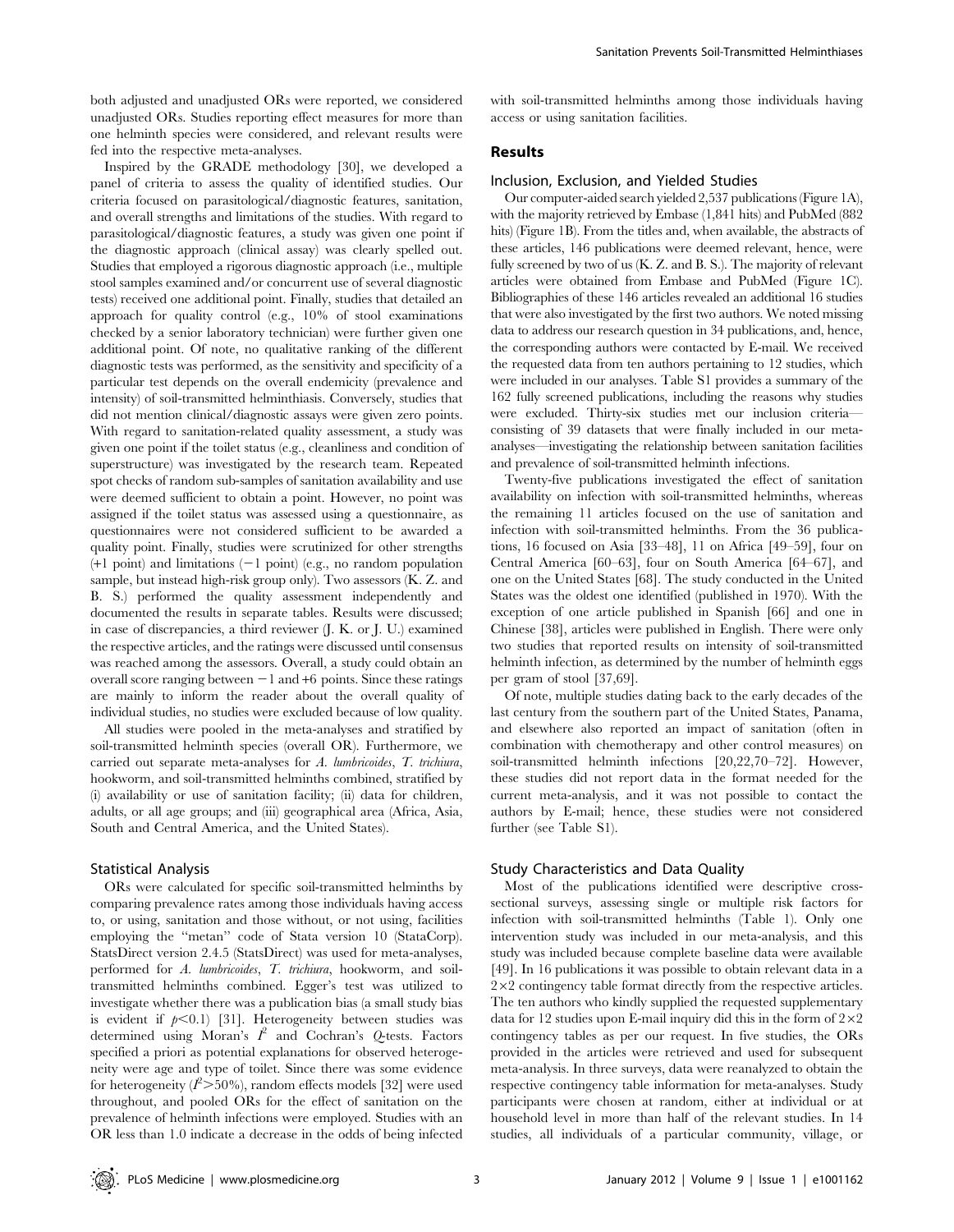both adjusted and unadjusted ORs were reported, we considered unadjusted ORs. Studies reporting effect measures for more than one helminth species were considered, and relevant results were fed into the respective meta-analyses.

Inspired by the GRADE methodology [30], we developed a panel of criteria to assess the quality of identified studies. Our criteria focused on parasitological/diagnostic features, sanitation, and overall strengths and limitations of the studies. With regard to parasitological/diagnostic features, a study was given one point if the diagnostic approach (clinical assay) was clearly spelled out. Studies that employed a rigorous diagnostic approach (i.e., multiple stool samples examined and/or concurrent use of several diagnostic tests) received one additional point. Finally, studies that detailed an approach for quality control (e.g., 10% of stool examinations checked by a senior laboratory technician) were further given one additional point. Of note, no qualitative ranking of the different diagnostic tests was performed, as the sensitivity and specificity of a particular test depends on the overall endemicity (prevalence and intensity) of soil-transmitted helminthiasis. Conversely, studies that did not mention clinical/diagnostic assays were given zero points. With regard to sanitation-related quality assessment, a study was given one point if the toilet status (e.g., cleanliness and condition of superstructure) was investigated by the research team. Repeated spot checks of random sub-samples of sanitation availability and use were deemed sufficient to obtain a point. However, no point was assigned if the toilet status was assessed using a questionnaire, as questionnaires were not considered sufficient to be awarded a quality point. Finally, studies were scrutinized for other strengths (+1 point) and limitations (−1 point) (e.g., no random population sample, but instead high-risk group only). Two assessors (K. Z. and B. S.) performed the quality assessment independently and documented the results in separate tables. Results were discussed; in case of discrepancies, a third reviewer (J. K. or J. U.) examined the respective articles, and the ratings were discussed until consensus was reached among the assessors. Overall, a study could obtain an overall score ranging between −1 and +6 points. Since these ratings are mainly to inform the reader about the overall quality of individual studies, no studies were excluded because of low quality.

All studies were pooled in the meta-analyses and stratified by soil-transmitted helminth species (overall OR). Furthermore, we carried out separate meta-analyses for *A. lumbricoides*, *T. trichiura*, hookworm, and soil-transmitted helminths combined, stratified by (i) availability or use of sanitation facility; (ii) data for children, adults, or all age groups; and (iii) geographical area (Africa, Asia, South and Central America, and the United States).

### Statistical Analysis

ORs were calculated for specific soil-transmitted helminths by comparing prevalence rates among those individuals having access to, or using, sanitation and those without, or not using, facilities employing the "metan" code of Stata version 10 (StataCorp). StatsDirect version 2.4.5 (StatsDirect) was used for meta-analyses, performed for *A. lumbricoides*, *T. trichiura*, hookworm, and soil-transmitted helminths combined. Egger's test was utilized to investigate whether there was a publication bias (a small study bias is evident if $p<0.1$) [31]. Heterogeneity between studies was determined using Moran's $I^2$ and Cochran's *Q*-tests. Factors specified a priori as potential explanations for observed heterogeneity were age and type of toilet. Since there was some evidence for heterogeneity ($I^2>50\%$), random effects models [32] were used throughout, and pooled ORs for the effect of sanitation on the prevalence of helminth infections were employed. Studies with an OR less than 1.0 indicate a decrease in the odds of being infected with soil-transmitted helminths among those individuals having access or using sanitation facilities.

## Results

### Inclusion, Exclusion, and Yielded Studies

Our computer-aided search yielded 2,537 publications (Figure 1A), with the majority retrieved by Embase (1,841 hits) and PubMed (882 hits) (Figure 1B). From the titles and, when available, the abstracts of these articles, 146 publications were deemed relevant, hence, were fully screened by two of us (K. Z. and B. S.). The majority of relevant articles were obtained from Embase and PubMed (Figure 1C). Bibliographies of these 146 articles revealed an additional 16 studies that were also investigated by the first two authors. We noted missing data to address our research question in 34 publications, and, hence, the corresponding authors were contacted by E-mail. We received the requested data from ten authors pertaining to 12 studies, which were included in our analyses. Table S1 provides a summary of the 162 fully screened publications, including the reasons why studies were excluded. Thirty-six studies met our inclusion criteria—consisting of 39 datasets that were finally included in our meta-analyses—investigating the relationship between sanitation facilities and prevalence of soil-transmitted helminth infections.

Twenty-five publications investigated the effect of sanitation availability on infection with soil-transmitted helminths, whereas the remaining 11 articles focused on the use of sanitation and infection with soil-transmitted helminths. From the 36 publications, 16 focused on Asia [33–48], 11 on Africa [49–59], four on Central America [60–63], four on South America [64–67], and one on the United States [68]. The study conducted in the United States was the oldest one identified (published in 1970). With the exception of one article published in Spanish [66] and one in Chinese [38], articles were published in English. There were only two studies that reported results on intensity of soil-transmitted helminth infection, as determined by the number of helminth eggs per gram of stool [37,69].

Of note, multiple studies dating back to the early decades of the last century from the southern part of the United States, Panama, and elsewhere also reported an impact of sanitation (often in combination with chemotherapy and other control measures) on soil-transmitted helminth infections [20,22,70–72]. However, these studies did not report data in the format needed for the current meta-analysis, and it was not possible to contact the authors by E-mail; hence, these studies were not considered further (see Table S1).

### Study Characteristics and Data Quality

Most of the publications identified were descriptive cross-sectional surveys, assessing single or multiple risk factors for infection with soil-transmitted helminths (Table 1). Only one intervention study was included in our meta-analysis, and this study was included because complete baseline data were available [49]. In 16 publications it was possible to obtain relevant data in a $2\times2$ contingency table format directly from the respective articles. The ten authors who kindly supplied the requested supplementary data for 12 studies upon E-mail inquiry did this in the form of $2\times2$ contingency tables as per our request. In five studies, the ORs provided in the articles were retrieved and used for subsequent meta-analysis. In three surveys, data were reanalyzed to obtain the respective contingency table information for meta-analyses. Study participants were chosen at random, either at individual or at household level in more than half of the relevant studies. In 14 studies, all individuals of a particular community, village, or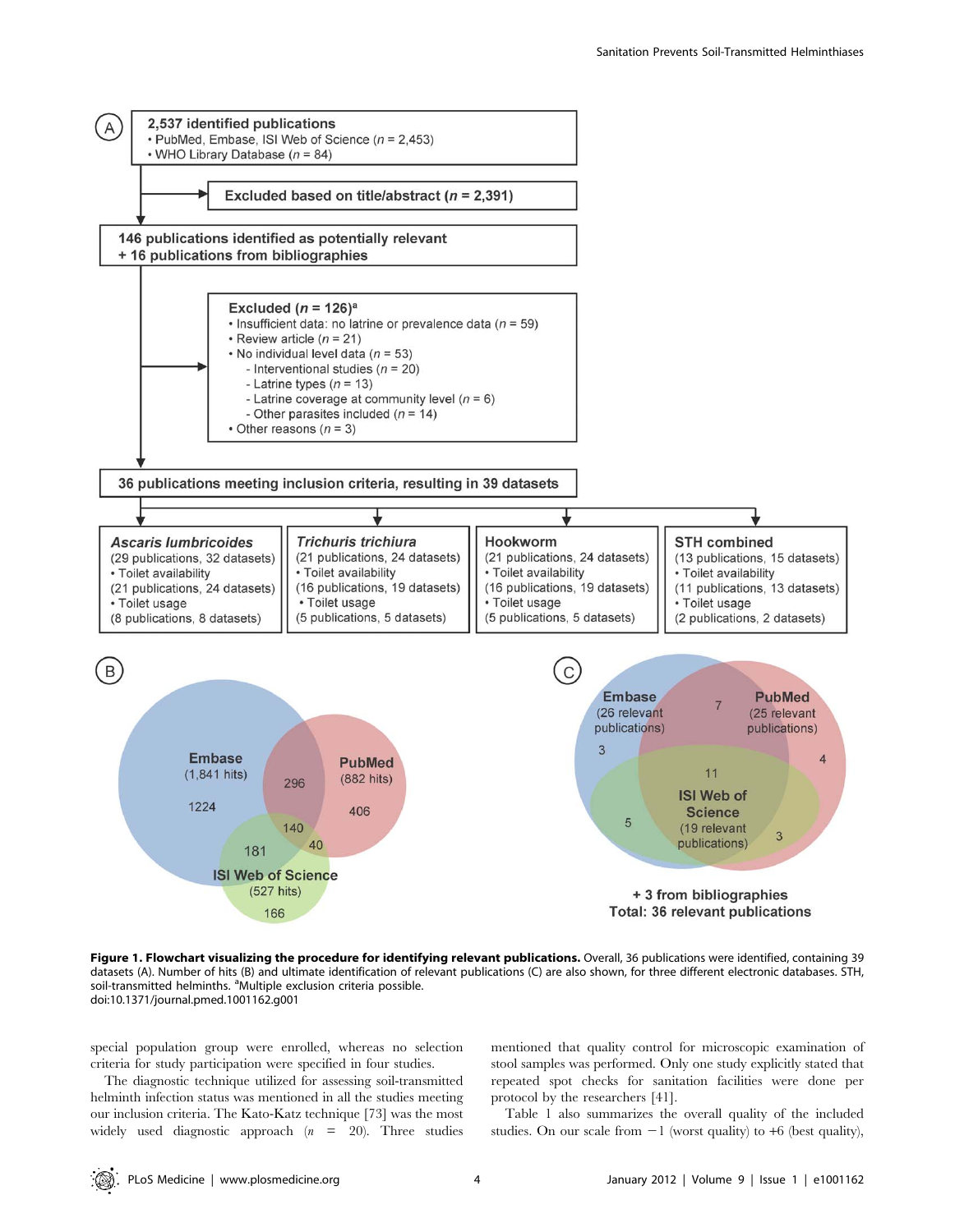**Figure 1. Flowchart visualizing the procedure for identifying relevant publications.** Overall, 36 publications were identified, containing 39 datasets (A). Number of hits (B) and ultimate identification of relevant publications (C) are also shown, for three different electronic databases. STH, soil-transmitted helminths. [a]Multiple exclusion criteria possible.
doi:10.1371/journal.pmed.1001162.g001

special population group were enrolled, whereas no selection criteria for study participation were specified in four studies.

The diagnostic technique utilized for assessing soil-transmitted helminth infection status was mentioned in all the studies meeting our inclusion criteria. The Kato-Katz technique [73] was the most widely used diagnostic approach ($n = 20$). Three studies mentioned that quality control for microscopic examination of stool samples was performed. Only one study explicitly stated that repeated spot checks for sanitation facilities were done per protocol by the researchers [41].

Table 1 also summarizes the overall quality of the included studies. On our scale from −1 (worst quality) to +6 (best quality),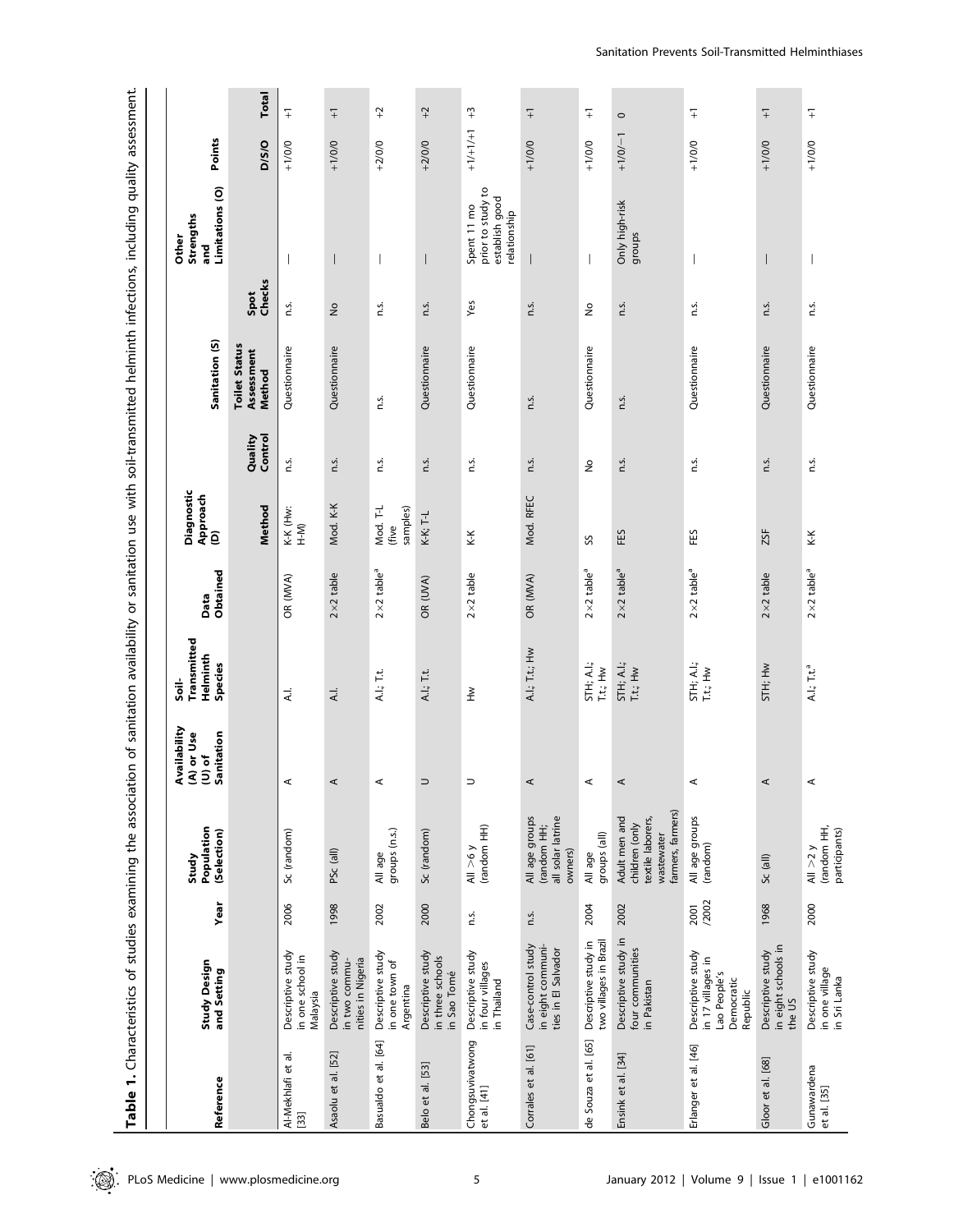**Table 1.** Characteristics of studies examining the association of sanitation availability or sanitation use with soil-transmitted helminth infections, including quality assessment.

| Reference | Study Design and Setting | Year | Study Population (Selection) | Availability (A) or Use (U) of Sanitation | Soil-Transmitted Helminth Species | Data Obtained | Diagnostic Approach (D) | | Sanitation (S) | | Other Strengths and Limitations (O) | Points | |
|---|---|---|---|---|---|---|---|---|---|---|---|---|---|
| | | | | | | | Method | Quality Control | Toilet Status Assessment Method | Spot Checks | | D/S/O | Total |
| Al-Mekhlafi et al. [33] | Descriptive study in one school in Malaysia | 2006 | Sc (random) | A | A.l. | OR (MVA) | K-K (Hw: H-M) | n.s. | Questionnaire | n.s. | — | +1/0/0 | +1 |
| Asaolu et al. [52] | Descriptive study in two communities in Nigeria | 1998 | PSc (all) | A | A.l. | 2×2 table | Mod. K-K | n.s. | Questionnaire | No | — | +1/0/0 | +1 |
| Basualdo et al. [64] | Descriptive study in one town of Argentina | 2002 | All age groups (n.s.) | A | A.l.; T.t. | 2×2 table[a] | Mod. T-L (five samples) | n.s. | n.s. | n.s. | — | +2/0/0 | +2 |
| Belo et al. [53] | Descriptive study in three schools in Sao Tomé | 2000 | Sc (random) | U | A.l.; T.t. | OR (UVA) | K-K; T-L | n.s. | Questionnaire | n.s. | — | +2/0/0 | +2 |
| Chongsuvivatwong et al. [41] | Descriptive study in four villages in Thailand | n.s. | All >6 y (random HH) | U | Hw | 2×2 table | K-K | n.s. | Questionnaire | Yes | Spent 11 mo prior to study to establish good relationship | +1/+1/+1 | +3 |
| Corrales et al. [61] | Case-control study in eight communities in El Salvador | n.s. | All age groups (random HH; all solar latrine owners) | A | A.l.; T.t.; Hw | OR (MVA) | Mod. RFEC | n.s. | n.s. | n.s. | — | +1/0/0 | +1 |
| de Souza et al. [65] | Descriptive study in two villages in Brazil | 2004 | All age groups (all) | A | STH; A.l.; T.t.; Hw | 2×2 table[a] | SS | No | Questionnaire | No | — | +1/0/0 | +1 |
| Ensink et al. [34] | Descriptive study in four communities in Pakistan | 2002 | Adult men and children (only textile laborers, wastewater farmers, farmers) | A | STH; A.l.; T.t.; Hw | 2×2 table[a] | FES | n.s. | n.s. | n.s. | Only high-risk groups | +1/0/−1 | 0 |
| Erlanger et al. [46] | Descriptive study in 17 villages in Lao People's Democratic Republic | 2001 /2002 | All age groups (random) | A | STH; A.l.; T.t.; Hw | 2×2 table[a] | FES | n.s. | Questionnaire | n.s. | — | +1/0/0 | +1 |
| Gloor et al. [68] | Descriptive study in eight schools in the US | 1968 | Sc (all) | A | STH; Hw | 2×2 table | ZSF | n.s. | Questionnaire | n.s. | — | +1/0/0 | +1 |
| Gunawardena et al. [35] | Descriptive study in one village in Sri Lanka | 2000 | All >2 y (random HH, participants) | A | A.l.; T.t.[a] | 2×2 table[a] | K-K | n.s. | Questionnaire | n.s. | — | +1/0/0 | +1 |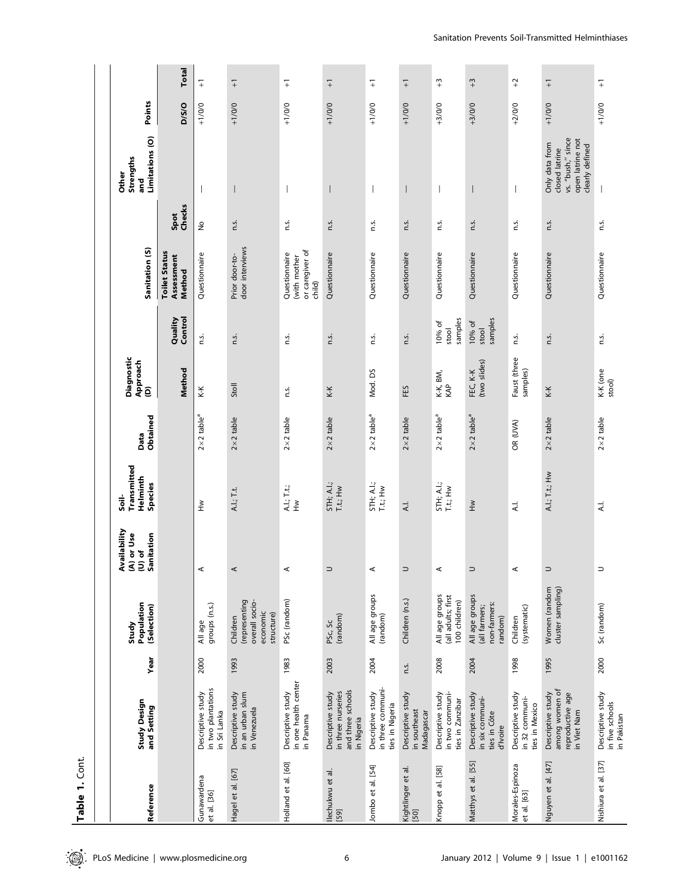**Table 1.** Cont.

| Reference | Study Design and Setting | Year | Study Population (Selection) | Availability (A) or Use (U) of Sanitation | Soil-Transmitted Helminth Species | Data Obtained | Diagnostic Approach (D) | | Sanitation (S) | | Other Strengths and Limitations (O) | Points | |
|---|---|---|---|---|---|---|---|---|---|---|---|---|---|
| | | | | | | | Method | Quality Control | Toilet Status Assessment Method | Spot Checks | | D/S/O | Total |
| Gunawardena et al. [36] | Descriptive study in two plantations in Sri Lanka | 2000 | All age groups (n.s.) | A | Hw | 2×2 table[a] | K-K | n.s. | Questionnaire | No | — | +1/0/0 | +1 |
| Hagel et al. [67] | Descriptive study in an urban slum in Venezuela | 1993 | Children (representing overall socio-economic structure) | A | A.l.; T.t. | 2×2 table | Stoll | n.s. | Prior door-to-door interviews | n.s. | — | +1/0/0 | +1 |
| Holland et al. [60] | Descriptive study in one health center in Panama | 1983 | PSc (random) | A | A.l.; T.t.; Hw | 2×2 table | n.s. | n.s. | Questionnaire (with mother or caregiver of child) | n.s. | — | +1/0/0 | +1 |
| Ilechukwu et al. [59] | Descriptive study in three nurseries and three schools in Nigeria | 2003 | PSc, Sc (random) | U | STH; A.l.; T.t.; Hw | 2×2 table | K-K | n.s. | Questionnaire | n.s. | — | +1/0/0 | +1 |
| Jombo et al. [54] | Descriptive study in three communities in Nigeria | 2004 | All age groups (random) | A | STH; A.l.; T.t.; Hw | 2×2 table[a] | Mod. DS | n.s. | Questionnaire | n.s. | — | +1/0/0 | +1 |
| Kightlinger et al. [50] | Descriptive study in southeast Madagascar | n.s. | Children (n.s.) | U | A.l. | 2×2 table | FES | n.s. | Questionnaire | n.s. | — | +1/0/0 | +1 |
| Knopp et al. [58] | Descriptive study in two communities in Zanzibar | 2008 | All age groups (all adults; first 100 children) | A | STH; A.l.; T.t.; Hw | 2×2 table[a] | K-K, BM, KAP | 10% of stool samples | Questionnaire | n.s. | — | +3/0/0 | +3 |
| Matthys et al. [55] | Descriptive study in six communities in Côte d'Ivoire | 2004 | All age groups (all farmers; non-farmers: random) | U | Hw | 2×2 table[a] | FEC, K-K (two slides) | 10% of stool samples | Questionnaire | n.s. | — | +3/0/0 | +3 |
| Morales-Espinoza et al. [63] | Descriptive study in 32 communities in Mexico | 1998 | Children (systematic) | A | A.l. | OR (UVA) | Faust (three samples) | n.s. | Questionnaire | n.s. | — | +2/0/0 | +2 |
| Nguyen et al. [47] | Descriptive study among women of reproductive age in Viet Nam | 1995 | Women (random cluster sampling) | U | A.l.; T.t.; Hw | 2×2 table | K-K | n.s. | Questionnaire | n.s. | Only data from closed latrine vs. "bush," since open latrine not clearly defined | +1/0/0 | +1 |
| Nishiura et al. [37] | Descriptive study in five schools in Pakistan | 2000 | Sc (random) | U | A.l. | 2×2 table | K-K (one stool) | n.s. | Questionnaire | n.s. | — | +1/0/0 | +1 |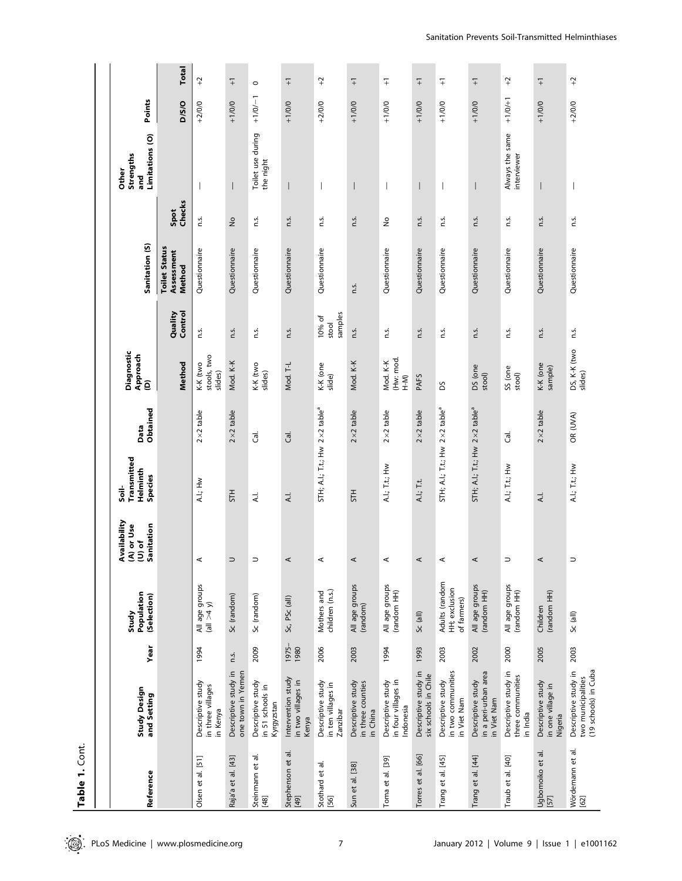**Table 1.** Cont.

| Reference | Study Design and Setting | Year | Study Population (Selection) | Availability (A) or Use (U) of Sanitation | Soil-Transmitted Helminth Species | Data Obtained | Diagnostic Approach (D) | | Sanitation (S) | | Other Strengths and Limitations (O) | Points | |
|---|---|---|---|---|---|---|---|---|---|---|---|---|---|
| | | | | | | | Method | Quality Control | Toilet Status Assessment Method | Spot Checks | | D/S/O | Total |
| Olsen et al. [51] | Descriptive study in three villages in Kenya | 1994 | All age groups (all >4 y) | A | A.l.; Hw | 2×2 table | K-K (two stools, two slides) | n.s. | Questionnaire | n.s. | — | +2/0/0 | +2 |
| Raja'a et al. [43] | Descriptive study in one town in Yemen | n.s. | Sc (random) | U | STH | 2×2 table | Mod. K-K | n.s. | Questionnaire | No | — | +1/0/0 | +1 |
| Steinmann et al. [48] | Descriptive study in 51 schools in Kyrgyzstan | 2009 | Sc (random) | U | A.l. | Cal. | K-K (two slides) | n.s. | Questionnaire | n.s. | Toilet use during the night | +1/0/−1 | 0 |
| Stephenson et al. [49] | Intervention study in two villages in Kenya | 1975–1980 | Sc, PSc (all) | A | A.l. | Cal. | Mod. T-L | n.s. | Questionnaire | n.s. | — | +1/0/0 | +1 |
| Stothard et al. [56] | Descriptive study in ten villages in Zanzibar | 2006 | Mothers and children (n.s.) | A | STH; A.l.; T.t.; Hw | 2×2 table[a] | K-K (one slide) | 10% of stool samples | Questionnaire | n.s. | — | +2/0/0 | +2 |
| Sun et al. [38] | Descriptive study in three counties in China | 2003 | All age groups (random) | A | STH | 2×2 table | Mod. K-K | n.s. | n.s. | n.s. | — | +1/0/0 | +1 |
| Toma et al. [39] | Descriptive study in four villages in Indonesia | 1994 | All age groups (random HH) | A | A.l.; T.t.; Hw | 2×2 table | Mod. K-K (Hw: mod. H-M) | n.s. | Questionnaire | No | — | +1/0/0 | +1 |
| Torres et al. [66] | Descriptive study in six schools in Chile | 1993 | Sc (all) | A | A.l.; T.t. | 2×2 table | PAFS | n.s. | Questionnaire | n.s. | — | +1/0/0 | +1 |
| Trang et al. [45] | Descriptive study in two communities in Viet Nam | 2003 | Adults (random HH; exclusion of farmers) | A | STH; A.l.; T.t.; Hw | 2×2 table[a] | DS | n.s. | Questionnaire | n.s. | — | +1/0/0 | +1 |
| Trang et al. [44] | Descriptive study in a peri-urban area in Viet Nam | 2002 | All age groups (random HH) | A | STH; A.l.; T.t.; Hw | 2×2 table[a] | DS (one stool) | n.s. | Questionnaire | n.s. | — | +1/0/0 | +1 |
| Traub et al. [40] | Descriptive study in three communities in India | 2000 | All age groups (random HH) | U | A.l.; T.t.; Hw | Cal. | SS (one stool) | n.s. | Questionnaire | n.s. | Always the same interviewer | +1/0/+1 | +2 |
| Ugbomoiko et al. [57] | Descriptive study in one village in Nigeria | 2005 | Children (random HH) | A | A.l. | 2×2 table | K-K (one sample) | n.s. | Questionnaire | n.s. | — | +1/0/0 | +1 |
| Wördemann et al. [62] | Descriptive study in two municipalities (19 schools) in Cuba | 2003 | Sc (all) | U | A.l.; T.t.; Hw | OR (UVA) | DS, K-K (two slides) | n.s. | Questionnaire | n.s. | — | +2/0/0 | +2 |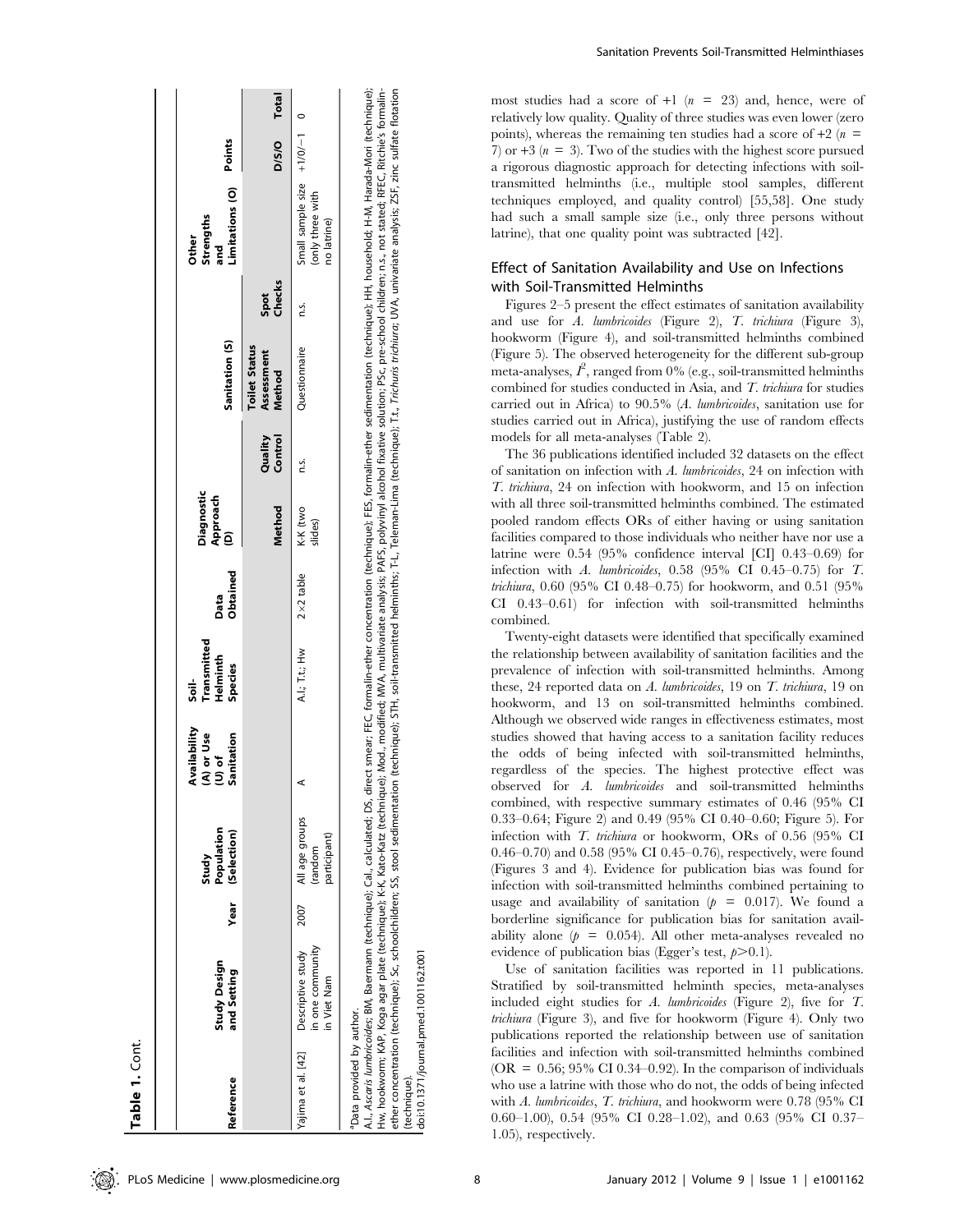**Table 1.** Cont.

| Reference | Study Design and Setting | Year | Study Population (Selection) | Availability (A) or Use (U) of Sanitation | Soil-Transmitted Helminth Species | Data Obtained | Diagnostic Approach (D) | | Sanitation (S) | | Other Strengths and Limitations (O) | Points | |
|---|---|---|---|---|---|---|---|---|---|---|---|---|---|
| | | | | | | | Method | Quality Control | Toilet Status Assessment Method | Spot Checks | | D/S/O | Total |
| Yajima et al. [42] | Descriptive study in one community in Viet Nam | 2007 | All age groups (random participant) | A | A.l.; T.t.; Hw | 2×2 table | K-K (two slides) | n.s. | Questionnaire | n.s. | Small sample size (only three with no latrine) | +1/0/−1 | 0 |

[a]Data provided by author.

A.l., *Ascaris lumbricoides*; BM, Baermann (technique); Cal., calculated; DS, direct smear; FEC, formalin-ether concentration (technique); FES, formalin-ether sedimentation (technique); HH, household; H-M, Harada-Mori (technique); Hw, hookworm; KAP, Koga agar plate (technique); K-K, Kato-Katz (technique); Mod., modified; MVA, multivariate analysis; PAFS, polyvinyl alcohol fixative solution; PSc, pre-school children; n.s., not stated; RFEC, Ritchie's formalin-ether concentration (technique); Sc, schoolchildren; SS, stool sedimentation (technique); STH, soil-transmitted helminths; T-L, Teleman-Lima (technique); T.t., *Trichuris trichiura*; UVA, univariate analysis; ZSF, zinc sulfate flotation (technique).

doi:10.1371/journal.pmed.1001162.t001

most studies had a score of +1 ($n = 23$) and, hence, were of relatively low quality. Quality of three studies was even lower (zero points), whereas the remaining ten studies had a score of +2 ($n = 7$) or +3 ($n = 3$). Two of the studies with the highest score pursued a rigorous diagnostic approach for detecting infections with soil-transmitted helminths (i.e., multiple stool samples, different techniques employed, and quality control) [55,58]. One study had such a small sample size (i.e., only three persons without latrine), that one quality point was subtracted [42].

## Effect of Sanitation Availability and Use on Infections with Soil-Transmitted Helminths

Figures 2–5 present the effect estimates of sanitation availability and use for *A. lumbricoides* (Figure 2), *T. trichiura* (Figure 3), hookworm (Figure 4), and soil-transmitted helminths combined (Figure 5). The observed heterogeneity for the different sub-group meta-analyses, $I^2$, ranged from 0% (e.g., soil-transmitted helminths combined for studies conducted in Asia, and *T. trichiura* for studies carried out in Africa) to 90.5% (*A. lumbricoides*, sanitation use for studies carried out in Africa), justifying the use of random effects models for all meta-analyses (Table 2).

The 36 publications identified included 32 datasets on the effect of sanitation on infection with *A. lumbricoides*, 24 on infection with *T. trichiura*, 24 on infection with hookworm, and 15 on infection with all three soil-transmitted helminths combined. The estimated pooled random effects ORs of either having or using sanitation facilities compared to those individuals who neither have nor use a latrine were 0.54 (95% confidence interval [CI] 0.43–0.69) for infection with *A. lumbricoides*, 0.58 (95% CI 0.45–0.75) for *T. trichiura*, 0.60 (95% CI 0.48–0.75) for hookworm, and 0.51 (95% CI 0.43–0.61) for infection with soil-transmitted helminths combined.

Twenty-eight datasets were identified that specifically examined the relationship between availability of sanitation facilities and the prevalence of infection with soil-transmitted helminths. Among these, 24 reported data on *A. lumbricoides*, 19 on *T. trichiura*, 19 on hookworm, and 13 on soil-transmitted helminths combined. Although we observed wide ranges in effectiveness estimates, most studies showed that having access to a sanitation facility reduces the odds of being infected with soil-transmitted helminths, regardless of the species. The highest protective effect was observed for *A. lumbricoides* and soil-transmitted helminths combined, with respective summary estimates of 0.46 (95% CI 0.33–0.64; Figure 2) and 0.49 (95% CI 0.40–0.60; Figure 5). For infection with *T. trichiura* or hookworm, ORs of 0.56 (95% CI 0.46–0.70) and 0.58 (95% CI 0.45–0.76), respectively, were found (Figures 3 and 4). Evidence for publication bias was found for infection with soil-transmitted helminths combined pertaining to usage and availability of sanitation ($p = 0.017$). We found a borderline significance for publication bias for sanitation availability alone ($p = 0.054$). All other meta-analyses revealed no evidence of publication bias (Egger's test, $p > 0.1$).

Use of sanitation facilities was reported in 11 publications. Stratified by soil-transmitted helminth species, meta-analyses included eight studies for *A. lumbricoides* (Figure 2), five for *T. trichiura* (Figure 3), and five for hookworm (Figure 4). Only two publications reported the relationship between use of sanitation facilities and infection with soil-transmitted helminths combined (OR = 0.56; 95% CI 0.34–0.92). In the comparison of individuals who use a latrine with those who do not, the odds of being infected with *A. lumbricoides*, *T. trichiura*, and hookworm were 0.78 (95% CI 0.60–1.00), 0.54 (95% CI 0.28–1.02), and 0.63 (95% CI 0.37–1.05), respectively.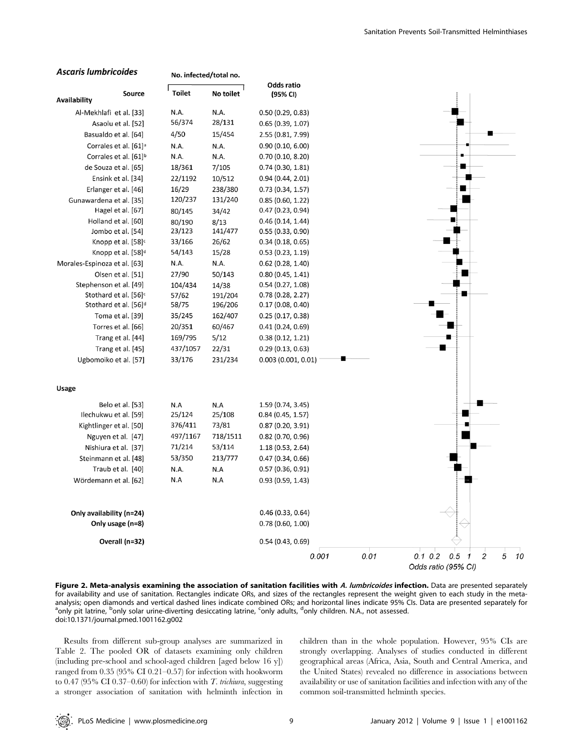## *Ascaris lumbricoides*

| Source | No. infected/total no. Toilet | No toilet | Odds ratio (95% CI) |
|---|---|---|---|
| **Availability** | | | |
| Al-Mekhlafi et al. [33] | N.A. | N.A. | 0.50 (0.29, 0.83) |
| Asaolu et al. [52] | 56/374 | 28/131 | 0.65 (0.39, 1.07) |
| Basualdo et al. [64] | 4/50 | 15/454 | 2.55 (0.81, 7.99) |
| Corrales et al. [61][a] | N.A. | N.A. | 0.90 (0.10, 6.00) |
| Corrales et al. [61][b] | N.A. | N.A. | 0.70 (0.10, 8.20) |
| de Souza et al. [65] | 18/361 | 7/105 | 0.74 (0.30, 1.81) |
| Ensink et al. [34] | 22/1192 | 10/512 | 0.94 (0.44, 2.01) |
| Erlanger et al. [46] | 16/29 | 238/380 | 0.73 (0.34, 1.57) |
| Gunawardena et al. [35] | 120/237 | 131/240 | 0.85 (0.60, 1.22) |
| Hagel et al. [67] | 80/145 | 34/42 | 0.47 (0.23, 0.94) |
| Holland et al. [60] | 80/190 | 8/13 | 0.46 (0.14, 1.44) |
| Jombo et al. [54] | 23/123 | 141/477 | 0.55 (0.33, 0.90) |
| Knopp et al. [58][c] | 33/166 | 26/62 | 0.34 (0.18, 0.65) |
| Knopp et al. [58][d] | 54/143 | 15/28 | 0.53 (0.23, 1.19) |
| Morales-Espinoza et al. [63] | N.A. | N.A. | 0.62 (0.28, 1.40) |
| Olsen et al. [51] | 27/90 | 50/143 | 0.80 (0.45, 1.41) |
| Stephenson et al. [49] | 104/434 | 14/38 | 0.54 (0.27, 1.08) |
| Stothard et al. [56][c] | 57/62 | 191/204 | 0.78 (0.28, 2.27) |
| Stothard et al. [56][d] | 58/75 | 196/206 | 0.17 (0.08, 0.40) |
| Toma et al. [39] | 35/245 | 162/407 | 0.25 (0.17, 0.38) |
| Torres et al. [66] | 20/351 | 60/467 | 0.41 (0.24, 0.69) |
| Trang et al. [44] | 169/795 | 5/12 | 0.38 (0.12, 1.21) |
| Trang et al. [45] | 437/1057 | 22/31 | 0.29 (0.13, 0.63) |
| Ugbomoiko et al. [57] | 33/176 | 231/234 | 0.003 (0.001, 0.01) |
| **Usage** | | | |
| Belo et al. [53] | N.A | N.A | 1.59 (0.74, 3.45) |
| Ilechukwu et al. [59] | 25/124 | 25/108 | 0.84 (0.45, 1.57) |
| Kightlinger et al. [50] | 376/411 | 73/81 | 0.87 (0.20, 3.91) |
| Nguyen et al. [47] | 497/1167 | 718/1511 | 0.82 (0.70, 0.96) |
| Nishiura et al. [37] | 71/214 | 53/114 | 1.18 (0.53, 2.64) |
| Steinmann et al. [48] | 53/350 | 213/777 | 0.47 (0.34, 0.66) |
| Traub et al. [40] | N.A. | N.A | 0.57 (0.36, 0.91) |
| Wördemann et al. [62] | N.A | N.A | 0.93 (0.59, 1.43) |
| **Only availability (n=24)** | | | 0.46 (0.33, 0.64) |
| **Only usage (n=8)** | | | 0.78 (0.60, 1.00) |
| **Overall (n=32)** | | | 0.54 (0.43, 0.69) |

**Figure 2. Meta-analysis examining the association of sanitation facilities with *A. lumbricoides* infection.** Data are presented separately for availability and use of sanitation. Rectangles indicate ORs, and sizes of the rectangles represent the weight given to each study in the meta-analysis; open diamonds and vertical dashed lines indicate combined ORs; and horizontal lines indicate 95% CIs. Data are presented separately for [a]only pit latrine, [b]only solar urine-diverting desiccating latrine, [c]only adults, [d]only children. N.A., not assessed.
doi:10.1371/journal.pmed.1001162.g002

Results from different sub-group analyses are summarized in Table 2. The pooled OR of datasets examining only children (including pre-school and school-aged children [aged below 16 y]) ranged from 0.35 (95% CI 0.21–0.57) for infection with hookworm to 0.47 (95% CI 0.37–0.60) for infection with *T. trichiura*, suggesting a stronger association of sanitation with helminth infection in children than in the whole population. However, 95% CIs are strongly overlapping. Analyses of studies conducted in different geographical areas (Africa, Asia, South and Central America, and the United States) revealed no difference in associations between availability or use of sanitation facilities and infection with any of the common soil-transmitted helminth species.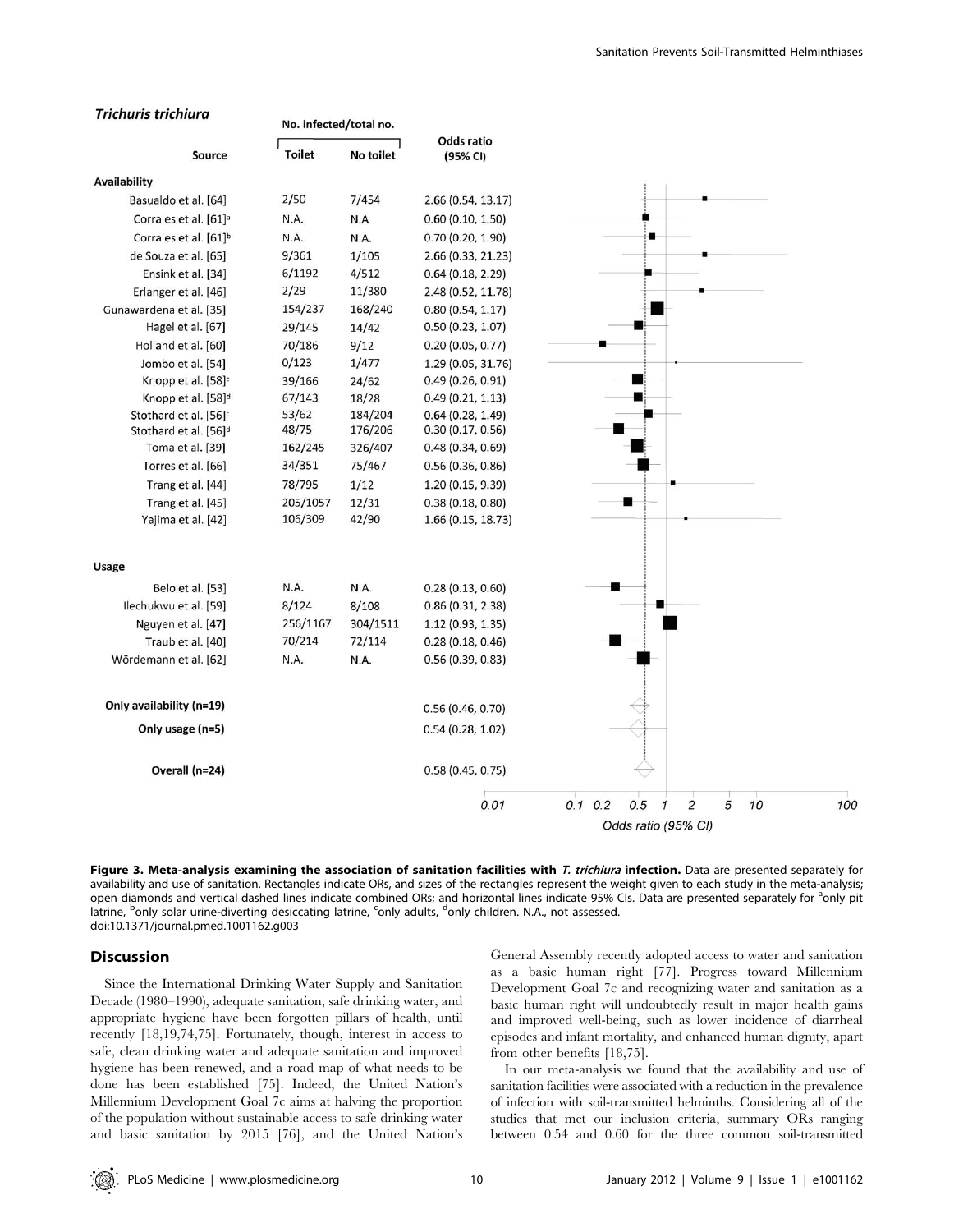***Trichuris trichiura***

| Source | No. infected/total no. Toilet | No toilet | Odds ratio (95% CI) |
|---|---|---|---|
| **Availability** | | | |
| Basualdo et al. [64] | 2/50 | 7/454 | 2.66 (0.54, 13.17) |
| Corrales et al. [61][a] | N.A. | N.A | 0.60 (0.10, 1.50) |
| Corrales et al. [61][b] | N.A. | N.A. | 0.70 (0.20, 1.90) |
| de Souza et al. [65] | 9/361 | 1/105 | 2.66 (0.33, 21.23) |
| Ensink et al. [34] | 6/1192 | 4/512 | 0.64 (0.18, 2.29) |
| Erlanger et al. [46] | 2/29 | 11/380 | 2.48 (0.52, 11.78) |
| Gunawardena et al. [35] | 154/237 | 168/240 | 0.80 (0.54, 1.17) |
| Hagel et al. [67] | 29/145 | 14/42 | 0.50 (0.23, 1.07) |
| Holland et al. [60] | 70/186 | 9/12 | 0.20 (0.05, 0.77) |
| Jombo et al. [54] | 0/123 | 1/477 | 1.29 (0.05, 31.76) |
| Knopp et al. [58][c] | 39/166 | 24/62 | 0.49 (0.26, 0.91) |
| Knopp et al. [58][d] | 67/143 | 18/28 | 0.49 (0.21, 1.13) |
| Stothard et al. [56][c] | 53/62 | 184/204 | 0.64 (0.28, 1.49) |
| Stothard et al. [56][d] | 48/75 | 176/206 | 0.30 (0.17, 0.56) |
| Toma et al. [39] | 162/245 | 326/407 | 0.48 (0.34, 0.69) |
| Torres et al. [66] | 34/351 | 75/467 | 0.56 (0.36, 0.86) |
| Trang et al. [44] | 78/795 | 1/12 | 1.20 (0.15, 9.39) |
| Trang et al. [45] | 205/1057 | 12/31 | 0.38 (0.18, 0.80) |
| Yajima et al. [42] | 106/309 | 42/90 | 1.66 (0.15, 18.73) |
| **Usage** | | | |
| Belo et al. [53] | N.A. | N.A. | 0.28 (0.13, 0.60) |
| Ilechukwu et al. [59] | 8/124 | 8/108 | 0.86 (0.31, 2.38) |
| Nguyen et al. [47] | 256/1167 | 304/1511 | 1.12 (0.93, 1.35) |
| Traub et al. [40] | 70/214 | 72/114 | 0.28 (0.18, 0.46) |
| Wördemann et al. [62] | N.A. | N.A. | 0.56 (0.39, 0.83) |
| **Only availability (n=19)** | | | 0.56 (0.46, 0.70) |
| **Only usage (n=5)** | | | 0.54 (0.28, 1.02) |
| **Overall (n=24)** | | | 0.58 (0.45, 0.75) |

**Figure 3. Meta-analysis examining the association of sanitation facilities with *T. trichiura* infection.** Data are presented separately for availability and use of sanitation. Rectangles indicate ORs, and sizes of the rectangles represent the weight given to each study in the meta-analysis; open diamonds and vertical dashed lines indicate combined ORs; and horizontal lines indicate 95% CIs. Data are presented separately for [a]only pit latrine, [b]only solar urine-diverting desiccating latrine, [c]only adults, [d]only children. N.A., not assessed.
doi:10.1371/journal.pmed.1001162.g003

## Discussion

Since the International Drinking Water Supply and Sanitation Decade (1980–1990), adequate sanitation, safe drinking water, and appropriate hygiene have been forgotten pillars of health, until recently [18,19,74,75]. Fortunately, though, interest in access to safe, clean drinking water and adequate sanitation and improved hygiene has been renewed, and a road map of what needs to be done has been established [75]. Indeed, the United Nation's Millennium Development Goal 7c aims at halving the proportion of the population without sustainable access to safe drinking water and basic sanitation by 2015 [76], and the United Nation's General Assembly recently adopted access to water and sanitation as a basic human right [77]. Progress toward Millennium Development Goal 7c and recognizing water and sanitation as a basic human right will undoubtedly result in major health gains and improved well-being, such as lower incidence of diarrheal episodes and infant mortality, and enhanced human dignity, apart from other benefits [18,75].

In our meta-analysis we found that the availability and use of sanitation facilities were associated with a reduction in the prevalence of infection with soil-transmitted helminths. Considering all of the studies that met our inclusion criteria, summary ORs ranging between 0.54 and 0.60 for the three common soil-transmitted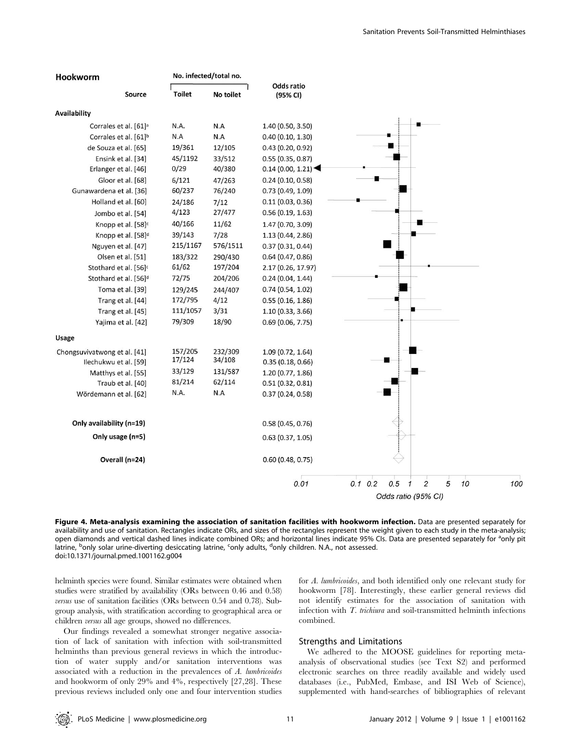**Hookworm**

| Source | Toilet | No toilet | Odds ratio (95% CI) |
|---|---|---|---|
| **Availability** | | | |
| Corrales et al. [61][a] | N.A. | N.A | 1.40 (0.50, 3.50) |
| Corrales et al. [61][b] | N.A | N.A | 0.40 (0.10, 1.30) |
| de Souza et al. [65] | 19/361 | 12/105 | 0.43 (0.20, 0.92) |
| Ensink et al. [34] | 45/1192 | 33/512 | 0.55 (0.35, 0.87) |
| Erlanger et al. [46] | 0/29 | 40/380 | 0.14 (0.00, 1.21) |
| Gloor et al. [68] | 6/121 | 47/263 | 0.24 (0.10, 0.58) |
| Gunawardena et al. [36] | 60/237 | 76/240 | 0.73 (0.49, 1.09) |
| Holland et al. [60] | 24/186 | 7/12 | 0.11 (0.03, 0.36) |
| Jombo et al. [54] | 4/123 | 27/477 | 0.56 (0.19, 1.63) |
| Knopp et al. [58][c] | 40/166 | 11/62 | 1.47 (0.70, 3.09) |
| Knopp et al. [58][d] | 39/143 | 7/28 | 1.13 (0.44, 2.86) |
| Nguyen et al. [47] | 215/1167 | 576/1511 | 0.37 (0.31, 0.44) |
| Olsen et al. [51] | 183/322 | 290/430 | 0.64 (0.47, 0.86) |
| Stothard et al. [56][c] | 61/62 | 197/204 | 2.17 (0.26, 17.97) |
| Stothard et al. [56][d] | 72/75 | 204/206 | 0.24 (0.04, 1.44) |
| Toma et al. [39] | 129/245 | 244/407 | 0.74 (0.54, 1.02) |
| Trang et al. [44] | 172/795 | 4/12 | 0.55 (0.16, 1.86) |
| Trang et al. [45] | 111/1057 | 3/31 | 1.10 (0.33, 3.66) |
| Yajima et al. [42] | 79/309 | 18/90 | 0.69 (0.06, 7.75) |
| **Usage** | | | |
| Chongsuvivatwong et al. [41] | 157/205 | 232/309 | 1.09 (0.72, 1.64) |
| Ilechukwu et al. [59] | 17/124 | 34/108 | 0.35 (0.18, 0.66) |
| Matthys et al. [55] | 33/129 | 131/587 | 1.20 (0.77, 1.86) |
| Traub et al. [40] | 81/214 | 62/114 | 0.51 (0.32, 0.81) |
| Wördemann et al. [62] | N.A. | N.A | 0.37 (0.24, 0.58) |
| **Only availability (n=19)** | | | 0.58 (0.45, 0.76) |
| **Only usage (n=5)** | | | 0.63 (0.37, 1.05) |
| **Overall (n=24)** | | | 0.60 (0.48, 0.75) |

**Figure 4. Meta-analysis examining the association of sanitation facilities with hookworm infection.** Data are presented separately for availability and use of sanitation. Rectangles indicate ORs, and sizes of the rectangles represent the weight given to each study in the meta-analysis; open diamonds and vertical dashed lines indicate combined ORs; and horizontal lines indicate 95% CIs. Data are presented separately for [a]only pit latrine, [b]only solar urine-diverting desiccating latrine, [c]only adults, [d]only children. N.A., not assessed.
doi:10.1371/journal.pmed.1001162.g004

helminth species were found. Similar estimates were obtained when studies were stratified by availability (ORs between 0.46 and 0.58) *versus* use of sanitation facilities (ORs between 0.54 and 0.78). Subgroup analysis, with stratification according to geographical area or children *versus* all age groups, showed no differences.

Our findings revealed a somewhat stronger negative association of lack of sanitation with infection with soil-transmitted helminths than previous general reviews in which the introduction of water supply and/or sanitation interventions was associated with a reduction in the prevalences of *A. lumbricoides* and hookworm of only 29% and 4%, respectively [27,28]. These previous reviews included only one and four intervention studies for *A. lumbricoides*, and both identified only one relevant study for hookworm [78]. Interestingly, these earlier general reviews did not identify estimates for the association of sanitation with infection with *T. trichiura* and soil-transmitted helminth infections combined.

## Strengths and Limitations

We adhered to the MOOSE guidelines for reporting meta-analysis of observational studies (see Text S2) and performed electronic searches on three readily available and widely used databases (i.e., PubMed, Embase, and ISI Web of Science), supplemented with hand-searches of bibliographies of relevant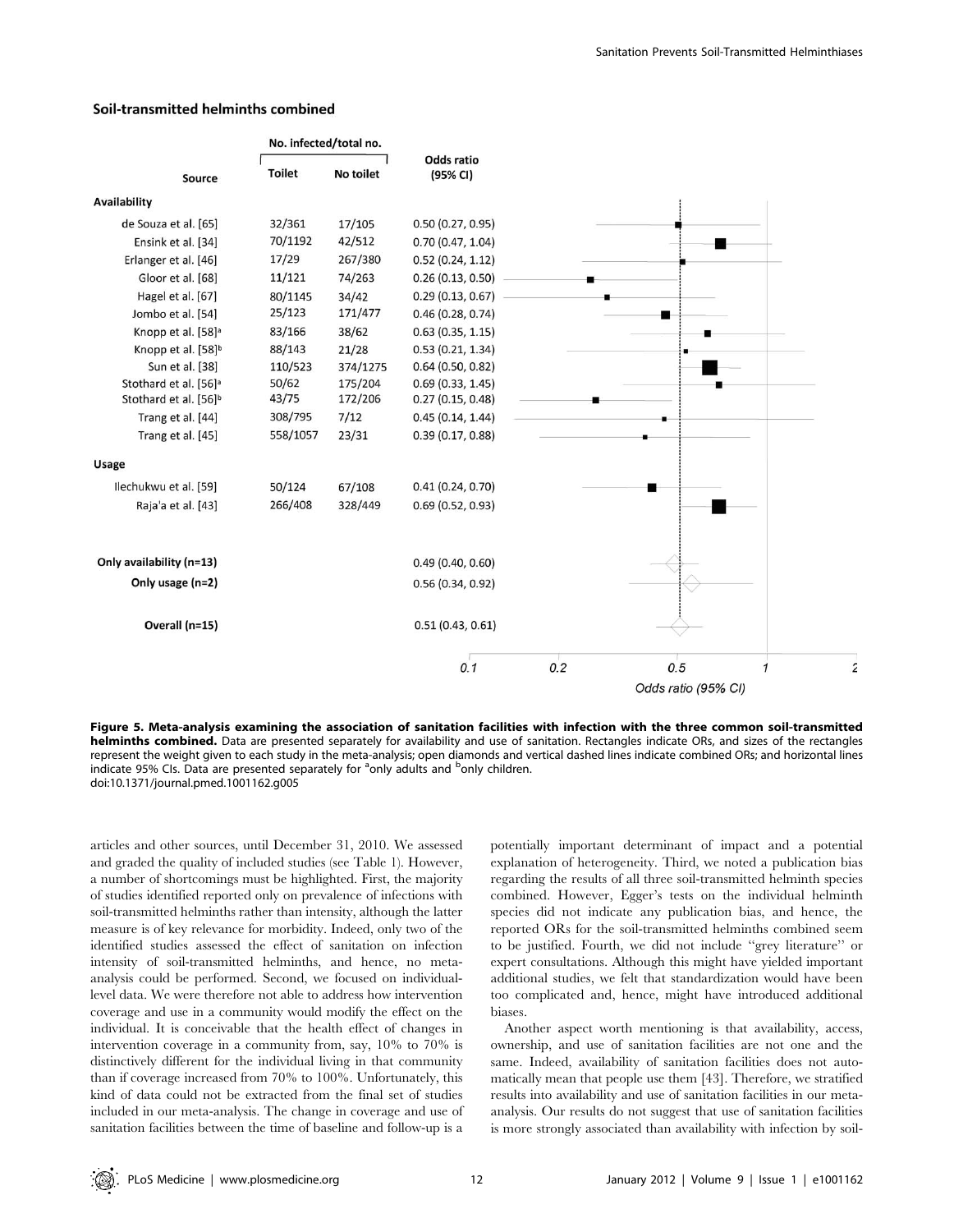## Soil-transmitted helminths combined

| Source | Toilet (No. infected/total no.) | No toilet (No. infected/total no.) | Odds ratio (95% CI) |
|---|---|---|---|
| **Availability** | | | |
| de Souza et al. [65] | 32/361 | 17/105 | 0.50 (0.27, 0.95) |
| Ensink et al. [34] | 70/1192 | 42/512 | 0.70 (0.47, 1.04) |
| Erlanger et al. [46] | 17/29 | 267/380 | 0.52 (0.24, 1.12) |
| Gloor et al. [68] | 11/121 | 74/263 | 0.26 (0.13, 0.50) |
| Hagel et al. [67] | 80/1145 | 34/42 | 0.29 (0.13, 0.67) |
| Jombo et al. [54] | 25/123 | 171/477 | 0.46 (0.28, 0.74) |
| Knopp et al. [58][a] | 83/166 | 38/62 | 0.63 (0.35, 1.15) |
| Knopp et al. [58][b] | 88/143 | 21/28 | 0.53 (0.21, 1.34) |
| Sun et al. [38] | 110/523 | 374/1275 | 0.64 (0.50, 0.82) |
| Stothard et al. [56][a] | 50/62 | 175/204 | 0.69 (0.33, 1.45) |
| Stothard et al. [56][b] | 43/75 | 172/206 | 0.27 (0.15, 0.48) |
| Trang et al. [44] | 308/795 | 7/12 | 0.45 (0.14, 1.44) |
| Trang et al. [45] | 558/1057 | 23/31 | 0.39 (0.17, 0.88) |
| **Usage** | | | |
| Ilechukwu et al. [59] | 50/124 | 67/108 | 0.41 (0.24, 0.70) |
| Raja'a et al. [43] | 266/408 | 328/449 | 0.69 (0.52, 0.93) |
| **Only availability (n=13)** | | | 0.49 (0.40, 0.60) |
| **Only usage (n=2)** | | | 0.56 (0.34, 0.92) |
| **Overall (n=15)** | | | 0.51 (0.43, 0.61) |

**Figure 5. Meta-analysis examining the association of sanitation facilities with infection with the three common soil-transmitted helminths combined.** Data are presented separately for availability and use of sanitation. Rectangles indicate ORs, and sizes of the rectangles represent the weight given to each study in the meta-analysis; open diamonds and vertical dashed lines indicate combined ORs; and horizontal lines indicate 95% CIs. Data are presented separately for [a]only adults and [b]only children.
doi:10.1371/journal.pmed.1001162.g005

articles and other sources, until December 31, 2010. We assessed and graded the quality of included studies (see Table 1). However, a number of shortcomings must be highlighted. First, the majority of studies identified reported only on prevalence of infections with soil-transmitted helminths rather than intensity, although the latter measure is of key relevance for morbidity. Indeed, only two of the identified studies assessed the effect of sanitation on infection intensity of soil-transmitted helminths, and hence, no meta-analysis could be performed. Second, we focused on individual-level data. We were therefore not able to address how intervention coverage and use in a community would modify the effect on the individual. It is conceivable that the health effect of changes in intervention coverage in a community from, say, 10% to 70% is distinctively different for the individual living in that community than if coverage increased from 70% to 100%. Unfortunately, this kind of data could not be extracted from the final set of studies included in our meta-analysis. The change in coverage and use of sanitation facilities between the time of baseline and follow-up is a potentially important determinant of impact and a potential explanation of heterogeneity. Third, we noted a publication bias regarding the results of all three soil-transmitted helminth species combined. However, Egger's tests on the individual helminth species did not indicate any publication bias, and hence, the reported ORs for the soil-transmitted helminths combined seem to be justified. Fourth, we did not include "grey literature" or expert consultations. Although this might have yielded important additional studies, we felt that standardization would have been too complicated and, hence, might have introduced additional biases.

Another aspect worth mentioning is that availability, access, ownership, and use of sanitation facilities are not one and the same. Indeed, availability of sanitation facilities does not automatically mean that people use them [43]. Therefore, we stratified results into availability and use of sanitation facilities in our meta-analysis. Our results do not suggest that use of sanitation facilities is more strongly associated than availability with infection by soil-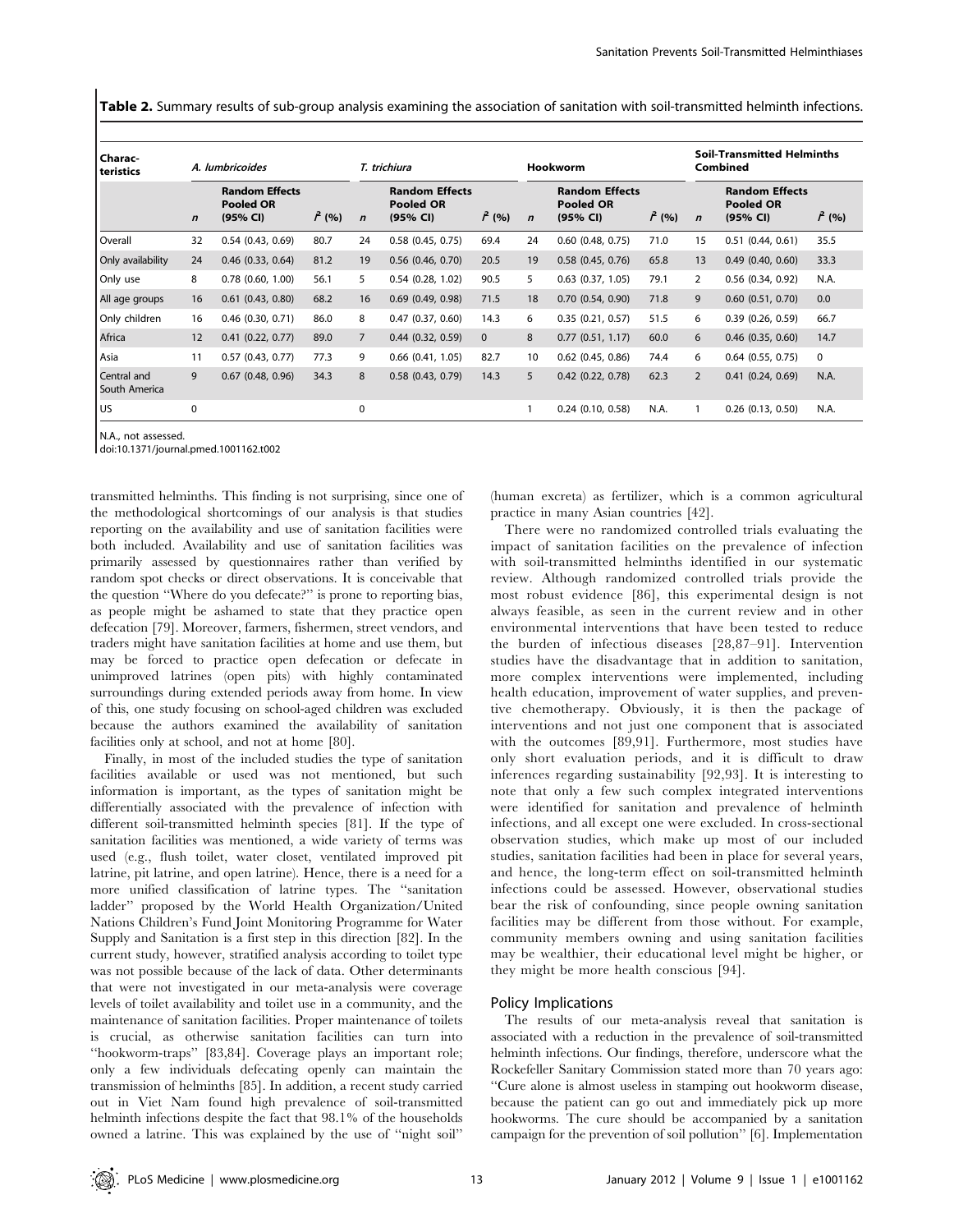**Table 2.** Summary results of sub-group analysis examining the association of sanitation with soil-transmitted helminth infections.

| Characteristics | *A. lumbricoides* | | | *T. trichiura* | | | Hookworm | | | Soil-Transmitted Helminths Combined | | |
|---|---|---|---|---|---|---|---|---|---|---|---|---|
| | *n* | Random Effects Pooled OR (95% CI) | $I^2$ (%) | *n* | Random Effects Pooled OR (95% CI) | $I^2$ (%) | *n* | Random Effects Pooled OR (95% CI) | $I^2$ (%) | *n* | Random Effects Pooled OR (95% CI) | $I^2$ (%) |
| Overall | 32 | 0.54 (0.43, 0.69) | 80.7 | 24 | 0.58 (0.45, 0.75) | 69.4 | 24 | 0.60 (0.48, 0.75) | 71.0 | 15 | 0.51 (0.44, 0.61) | 35.5 |
| Only availability | 24 | 0.46 (0.33, 0.64) | 81.2 | 19 | 0.56 (0.46, 0.70) | 20.5 | 19 | 0.58 (0.45, 0.76) | 65.8 | 13 | 0.49 (0.40, 0.60) | 33.3 |
| Only use | 8 | 0.78 (0.60, 1.00) | 56.1 | 5 | 0.54 (0.28, 1.02) | 90.5 | 5 | 0.63 (0.37, 1.05) | 79.1 | 2 | 0.56 (0.34, 0.92) | N.A. |
| All age groups | 16 | 0.61 (0.43, 0.80) | 68.2 | 16 | 0.69 (0.49, 0.98) | 71.5 | 18 | 0.70 (0.54, 0.90) | 71.8 | 9 | 0.60 (0.51, 0.70) | 0.0 |
| Only children | 16 | 0.46 (0.30, 0.71) | 86.0 | 8 | 0.47 (0.37, 0.60) | 14.3 | 6 | 0.35 (0.21, 0.57) | 51.5 | 6 | 0.39 (0.26, 0.59) | 66.7 |
| Africa | 12 | 0.41 (0.22, 0.77) | 89.0 | 7 | 0.44 (0.32, 0.59) | 0 | 8 | 0.77 (0.51, 1.17) | 60.0 | 6 | 0.46 (0.35, 0.60) | 14.7 |
| Asia | 11 | 0.57 (0.43, 0.77) | 77.3 | 9 | 0.66 (0.41, 1.05) | 82.7 | 10 | 0.62 (0.45, 0.86) | 74.4 | 6 | 0.64 (0.55, 0.75) | 0 |
| Central and South America | 9 | 0.67 (0.48, 0.96) | 34.3 | 8 | 0.58 (0.43, 0.79) | 14.3 | 5 | 0.42 (0.22, 0.78) | 62.3 | 2 | 0.41 (0.24, 0.69) | N.A. |
| US | 0 | | | 0 | | | 1 | 0.24 (0.10, 0.58) | N.A. | 1 | 0.26 (0.13, 0.50) | N.A. |

N.A., not assessed.

doi:10.1371/journal.pmed.1001162.t002

transmitted helminths. This finding is not surprising, since one of the methodological shortcomings of our analysis is that studies reporting on the availability and use of sanitation facilities were both included. Availability and use of sanitation facilities was primarily assessed by questionnaires rather than verified by random spot checks or direct observations. It is conceivable that the question "Where do you defecate?" is prone to reporting bias, as people might be ashamed to state that they practice open defecation [79]. Moreover, farmers, fishermen, street vendors, and traders might have sanitation facilities at home and use them, but may be forced to practice open defecation or defecate in unimproved latrines (open pits) with highly contaminated surroundings during extended periods away from home. In view of this, one study focusing on school-aged children was excluded because the authors examined the availability of sanitation facilities only at school, and not at home [80].

Finally, in most of the included studies the type of sanitation facilities available or used was not mentioned, but such information is important, as the types of sanitation might be differentially associated with the prevalence of infection with different soil-transmitted helminth species [81]. If the type of sanitation facilities was mentioned, a wide variety of terms was used (e.g., flush toilet, water closet, ventilated improved pit latrine, pit latrine, and open latrine). Hence, there is a need for a more unified classification of latrine types. The "sanitation ladder" proposed by the World Health Organization/United Nations Children's Fund Joint Monitoring Programme for Water Supply and Sanitation is a first step in this direction [82]. In the current study, however, stratified analysis according to toilet type was not possible because of the lack of data. Other determinants that were not investigated in our meta-analysis were coverage levels of toilet availability and toilet use in a community, and the maintenance of sanitation facilities. Proper maintenance of toilets is crucial, as otherwise sanitation facilities can turn into "hookworm-traps" [83,84]. Coverage plays an important role; only a few individuals defecating openly can maintain the transmission of helminths [85]. In addition, a recent study carried out in Viet Nam found high prevalence of soil-transmitted helminth infections despite the fact that 98.1% of the households owned a latrine. This was explained by the use of "night soil" (human excreta) as fertilizer, which is a common agricultural practice in many Asian countries [42].

There were no randomized controlled trials evaluating the impact of sanitation facilities on the prevalence of infection with soil-transmitted helminths identified in our systematic review. Although randomized controlled trials provide the most robust evidence [86], this experimental design is not always feasible, as seen in the current review and in other environmental interventions that have been tested to reduce the burden of infectious diseases [28,87–91]. Intervention studies have the disadvantage that in addition to sanitation, more complex interventions were implemented, including health education, improvement of water supplies, and preventive chemotherapy. Obviously, it is then the package of interventions and not just one component that is associated with the outcomes [89,91]. Furthermore, most studies have only short evaluation periods, and it is difficult to draw inferences regarding sustainability [92,93]. It is interesting to note that only a few such complex integrated interventions were identified for sanitation and prevalence of helminth infections, and all except one were excluded. In cross-sectional observation studies, which make up most of our included studies, sanitation facilities had been in place for several years, and hence, the long-term effect on soil-transmitted helminth infections could be assessed. However, observational studies bear the risk of confounding, since people owning sanitation facilities may be different from those without. For example, community members owning and using sanitation facilities may be wealthier, their educational level might be higher, or they might be more health conscious [94].

## Policy Implications

The results of our meta-analysis reveal that sanitation is associated with a reduction in the prevalence of soil-transmitted helminth infections. Our findings, therefore, underscore what the Rockefeller Sanitary Commission stated more than 70 years ago: "Cure alone is almost useless in stamping out hookworm disease, because the patient can go out and immediately pick up more hookworms. The cure should be accompanied by a sanitation campaign for the prevention of soil pollution" [6]. Implementation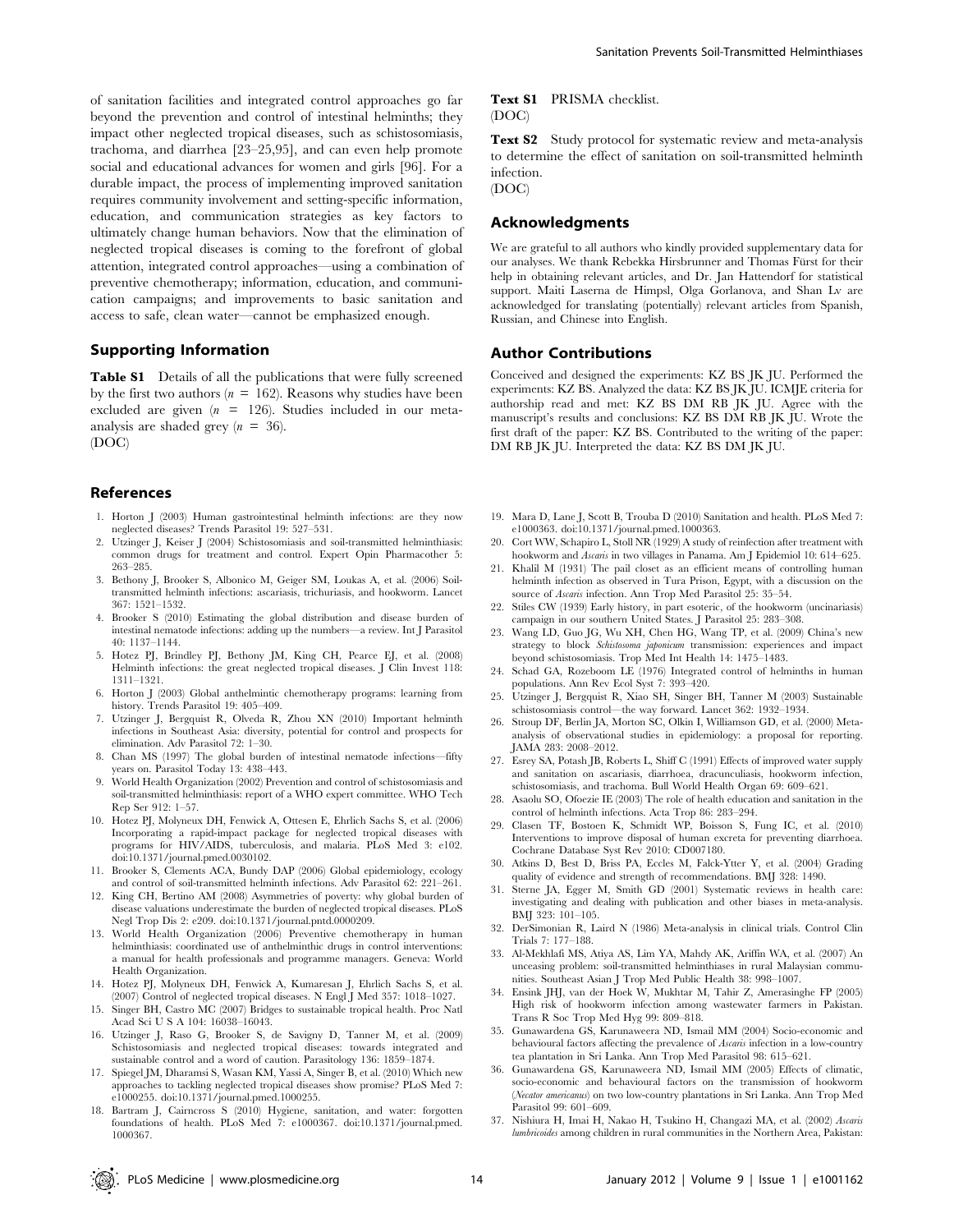of sanitation facilities and integrated control approaches go far beyond the prevention and control of intestinal helminths; they impact other neglected tropical diseases, such as schistosomiasis, trachoma, and diarrhea [23–25,95], and can even help promote social and educational advances for women and girls [96]. For a durable impact, the process of implementing improved sanitation requires community involvement and setting-specific information, education, and communication strategies as key factors to ultimately change human behaviors. Now that the elimination of neglected tropical diseases is coming to the forefront of global attention, integrated control approaches—using a combination of preventive chemotherapy; information, education, and communication campaigns; and improvements to basic sanitation and access to safe, clean water—cannot be emphasized enough.

## Supporting Information

**Table S1** Details of all the publications that were fully screened by the first two authors ($n$ = 162). Reasons why studies have been excluded are given ($n$ = 126). Studies included in our meta-analysis are shaded grey ($n$ = 36).
(DOC)

**Text S1** PRISMA checklist.
(DOC)

**Text S2** Study protocol for systematic review and meta-analysis to determine the effect of sanitation on soil-transmitted helminth infection.
(DOC)

## Acknowledgments

We are grateful to all authors who kindly provided supplementary data for our analyses. We thank Rebekka Hirsbrunner and Thomas Fürst for their help in obtaining relevant articles, and Dr. Jan Hattendorf for statistical support. Maiti Laserna de Himpsl, Olga Gorlanova, and Shan Lv are acknowledged for translating (potentially) relevant articles from Spanish, Russian, and Chinese into English.

## Author Contributions

Conceived and designed the experiments: KZ BS JK JU. Performed the experiments: KZ BS. Analyzed the data: KZ BS JK JU. ICMJE criteria for authorship read and met: KZ BS DM RB JK JU. Agree with the manuscript's results and conclusions: KZ BS DM RB JK JU. Wrote the first draft of the paper: KZ BS. Contributed to the writing of the paper: DM RB JK JU. Interpreted the data: KZ BS DM JK JU.

## References

1. Horton J (2003) Human gastrointestinal helminth infections: are they now neglected diseases? Trends Parasitol 19: 527–531.
2. Utzinger J, Keiser J (2004) Schistosomiasis and soil-transmitted helminthiasis: common drugs for treatment and control. Expert Opin Pharmacother 5: 263–285.
3. Bethony J, Brooker S, Albonico M, Geiger SM, Loukas A, et al. (2006) Soil-transmitted helminth infections: ascariasis, trichuriasis, and hookworm. Lancet 367: 1521–1532.
4. Brooker S (2010) Estimating the global distribution and disease burden of intestinal nematode infections: adding up the numbers—a review. Int J Parasitol 40: 1137–1144.
5. Hotez PJ, Brindley PJ, Bethony JM, King CH, Pearce EJ, et al. (2008) Helminth infections: the great neglected tropical diseases. J Clin Invest 118: 1311–1321.
6. Horton J (2003) Global anthelmintic chemotherapy programs: learning from history. Trends Parasitol 19: 405–409.
7. Utzinger J, Bergquist R, Olveda R, Zhou XN (2010) Important helminth infections in Southeast Asia: diversity, potential for control and prospects for elimination. Adv Parasitol 72: 1–30.
8. Chan MS (1997) The global burden of intestinal nematode infections—fifty years on. Parasitol Today 13: 438–443.
9. World Health Organization (2002) Prevention and control of schistosomiasis and soil-transmitted helminthiasis: report of a WHO expert committee. WHO Tech Rep Ser 912: 1–57.
10. Hotez PJ, Molyneux DH, Fenwick A, Ottesen E, Ehrlich Sachs S, et al. (2006) Incorporating a rapid-impact package for neglected tropical diseases with programs for HIV/AIDS, tuberculosis, and malaria. PLoS Med 3: e102. doi:10.1371/journal.pmed.0030102.
11. Brooker S, Clements ACA, Bundy DAP (2006) Global epidemiology, ecology and control of soil-transmitted helminth infections. Adv Parasitol 62: 221–261.
12. King CH, Bertino AM (2008) Asymmetries of poverty: why global burden of disease valuations underestimate the burden of neglected tropical diseases. PLoS Negl Trop Dis 2: e209. doi:10.1371/journal.pntd.0000209.
13. World Health Organization (2006) Preventive chemotherapy in human helminthiasis: coordinated use of anthelminthic drugs in control interventions: a manual for health professionals and programme managers. Geneva: World Health Organization.
14. Hotez PJ, Molyneux DH, Fenwick A, Kumaresan J, Ehrlich Sachs S, et al. (2007) Control of neglected tropical diseases. N Engl J Med 357: 1018–1027.
15. Singer BH, Castro MC (2007) Bridges to sustainable tropical health. Proc Natl Acad Sci U S A 104: 16038–16043.
16. Utzinger J, Raso G, Brooker S, de Savigny D, Tanner M, et al. (2009) Schistosomiasis and neglected tropical diseases: towards integrated and sustainable control and a word of caution. Parasitology 136: 1859–1874.
17. Spiegel JM, Dharamsi S, Wasan KM, Yassi A, Singer B, et al. (2010) Which new approaches to tackling neglected tropical diseases show promise? PLoS Med 7: e1000255. doi:10.1371/journal.pmed.1000255.
18. Bartram J, Cairncross S (2010) Hygiene, sanitation, and water: forgotten foundations of health. PLoS Med 7: e1000367. doi:10.1371/journal.pmed.1000367.
19. Mara D, Lane J, Scott B, Trouba D (2010) Sanitation and health. PLoS Med 7: e1000363. doi:10.1371/journal.pmed.1000363.
20. Cort WW, Schapiro L, Stoll NR (1929) A study of reinfection after treatment with hookworm and *Ascaris* in two villages in Panama. Am J Epidemiol 10: 614–625.
21. Khalil M (1931) The pail closet as an efficient means of controlling human helminth infection as observed in Tura Prison, Egypt, with a discussion on the source of *Ascaris* infection. Ann Trop Med Parasitol 25: 35–54.
22. Stiles CW (1939) Early history, in part esoteric, of the hookworm (uncinariasis) campaign in our southern United States. J Parasitol 25: 283–308.
23. Wang LD, Guo JG, Wu XH, Chen HG, Wang TP, et al. (2009) China's new strategy to block *Schistosoma japonicum* transmission: experiences and impact beyond schistosomiasis. Trop Med Int Health 14: 1475–1483.
24. Schad GA, Rozeboom LE (1976) Integrated control of helminths in human populations. Ann Rev Ecol Syst 7: 393–420.
25. Utzinger J, Bergquist R, Xiao SH, Singer BH, Tanner M (2003) Sustainable schistosomiasis control—the way forward. Lancet 362: 1932–1934.
26. Stroup DF, Berlin JA, Morton SC, Olkin I, Williamson GD, et al. (2000) Meta-analysis of observational studies in epidemiology: a proposal for reporting. JAMA 283: 2008–2012.
27. Esrey SA, Potash JB, Roberts L, Shiff C (1991) Effects of improved water supply and sanitation on ascariasis, diarrhoea, dracunculiasis, hookworm infection, schistosomiasis, and trachoma. Bull World Health Organ 69: 609–621.
28. Asaolu SO, Ofoezie IE (2003) The role of health education and sanitation in the control of helminth infections. Acta Trop 86: 283–294.
29. Clasen TF, Bostoen K, Schmidt WP, Boisson S, Fung IC, et al. (2010) Interventions to improve disposal of human excreta for preventing diarrhoea. Cochrane Database Syst Rev 2010: CD007180.
30. Atkins D, Best D, Briss PA, Eccles M, Falck-Ytter Y, et al. (2004) Grading quality of evidence and strength of recommendations. BMJ 328: 1490.
31. Sterne JA, Egger M, Smith GD (2001) Systematic reviews in health care: investigating and dealing with publication and other biases in meta-analysis. BMJ 323: 101–105.
32. DerSimonian R, Laird N (1986) Meta-analysis in clinical trials. Control Clin Trials 7: 177–188.
33. Al-Mekhlafi MS, Atiya AS, Lim YA, Mahdy AK, Ariffin WA, et al. (2007) An unceasing problem: soil-transmitted helminthiases in rural Malaysian communities. Southeast Asian J Trop Med Public Health 38: 998–1007.
34. Ensink JHJ, van der Hoek W, Mukhtar M, Tahir Z, Amerasinghe FP (2005) High risk of hookworm infection among wastewater farmers in Pakistan. Trans R Soc Trop Med Hyg 99: 809–818.
35. Gunawardena GS, Karunaweera ND, Ismail MM (2004) Socio-economic and behavioural factors affecting the prevalence of *Ascaris* infection in a low-country tea plantation in Sri Lanka. Ann Trop Med Parasitol 98: 615–621.
36. Gunawardena GS, Karunaweera ND, Ismail MM (2005) Effects of climatic, socio-economic and behavioural factors on the transmission of hookworm (*Necator americanus*) on two low-country plantations in Sri Lanka. Ann Trop Med Parasitol 99: 601–609.
37. Nishiura H, Imai H, Nakao H, Tsukino H, Changazi MA, et al. (2002) *Ascaris lumbricoides* among children in rural communities in the Northern Area, Pakistan: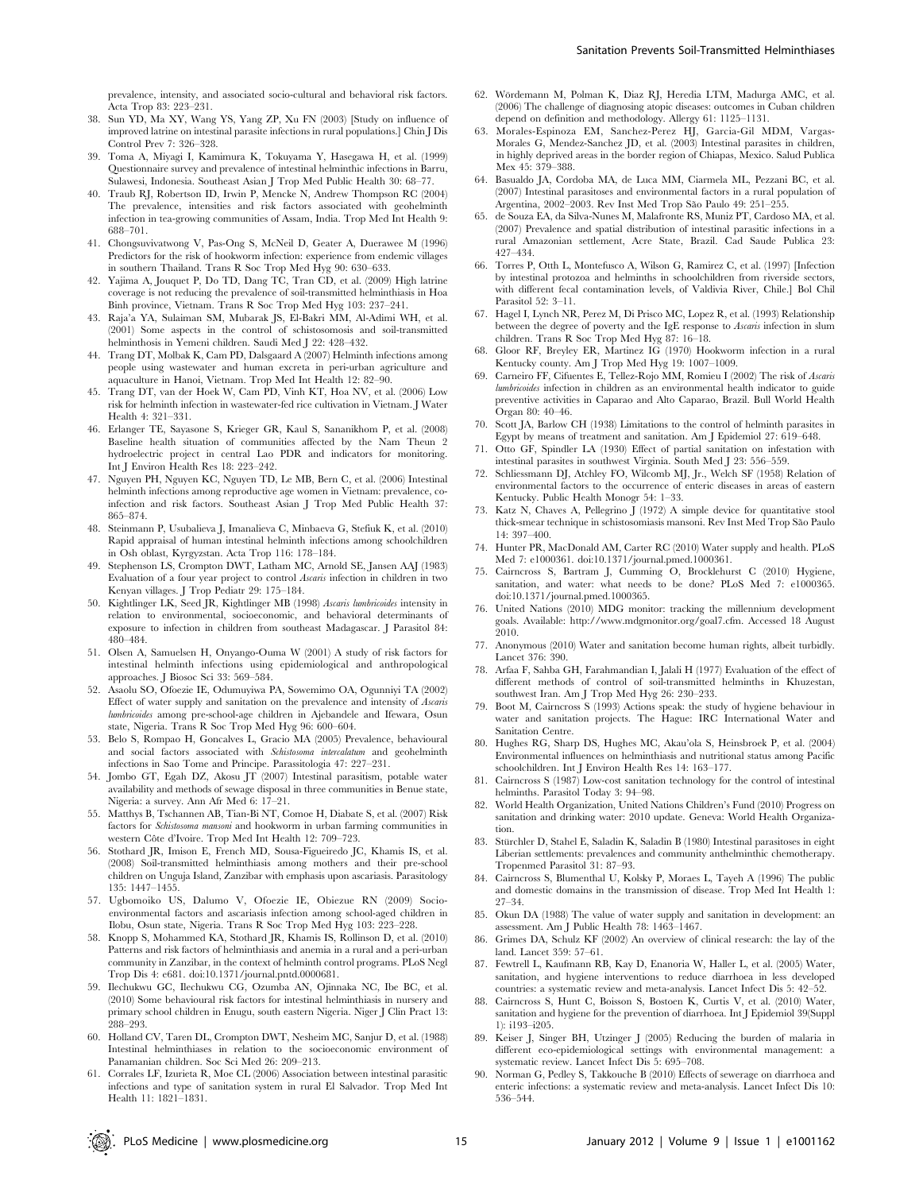prevalence, intensity, and associated socio-cultural and behavioral risk factors. Acta Trop 83: 223–231.

38. Sun YD, Ma XY, Wang YS, Yang ZP, Xu FN (2003) [Study on influence of improved latrine on intestinal parasite infections in rural populations.] Chin J Dis Control Prev 7: 326–328.
39. Toma A, Miyagi I, Kamimura K, Tokuyama Y, Hasegawa H, et al. (1999) Questionnaire survey and prevalence of intestinal helminthic infections in Barru, Sulawesi, Indonesia. Southeast Asian J Trop Med Public Health 30: 68–77.
40. Traub RJ, Robertson ID, Irwin P, Mencke N, Andrew Thompson RC (2004) The prevalence, intensities and risk factors associated with geohelminth infection in tea-growing communities of Assam, India. Trop Med Int Health 9: 688–701.
41. Chongsuvivatwong V, Pas-Ong S, McNeil D, Geater A, Duerawee M (1996) Predictors for the risk of hookworm infection: experience from endemic villages in southern Thailand. Trans R Soc Trop Med Hyg 90: 630–633.
42. Yajima A, Jouquet P, Do TD, Dang TC, Tran CD, et al. (2009) High latrine coverage is not reducing the prevalence of soil-transmitted helminthiasis in Hoa Binh province, Vietnam. Trans R Soc Trop Med Hyg 103: 237–241.
43. Raja'a YA, Sulaiman SM, Mubarak JS, El-Bakri MM, Al-Adimi WH, et al. (2001) Some aspects in the control of schistosomosis and soil-transmitted helminthosis in Yemeni children. Saudi Med J 22: 428–432.
44. Trang DT, Molbak K, Cam PD, Dalsgaard A (2007) Helminth infections among people using wastewater and human excreta in peri-urban agriculture and aquaculture in Hanoi, Vietnam. Trop Med Int Health 12: 82–90.
45. Trang DT, van der Hoek W, Cam PD, Vinh KT, Hoa NV, et al. (2006) Low risk for helminth infection in wastewater-fed rice cultivation in Vietnam. J Water Health 4: 321–331.
46. Erlanger TE, Sayasone S, Krieger GR, Kaul S, Sananikhom P, et al. (2008) Baseline health situation of communities affected by the Nam Theun 2 hydroelectric project in central Lao PDR and indicators for monitoring. Int J Environ Health Res 18: 223–242.
47. Nguyen PH, Nguyen KC, Nguyen TD, Le MB, Bern C, et al. (2006) Intestinal helminth infections among reproductive age women in Vietnam: prevalence, co-infection and risk factors. Southeast Asian J Trop Med Public Health 37: 865–874.
48. Steinmann P, Usubalieva J, Imanalieva C, Minbaeva G, Stefiuk K, et al. (2010) Rapid appraisal of human intestinal helminth infections among schoolchildren in Osh oblast, Kyrgyzstan. Acta Trop 116: 178–184.
49. Stephenson LS, Crompton DWT, Latham MC, Arnold SE, Jansen AAJ (1983) Evaluation of a four year project to control *Ascaris* infection in children in two Kenyan villages. J Trop Pediatr 29: 175–184.
50. Kightlinger LK, Seed JR, Kightlinger MB (1998) *Ascaris lumbricoides* intensity in relation to environmental, socioeconomic, and behavioral determinants of exposure to infection in children from southeast Madagascar. J Parasitol 84: 480–484.
51. Olsen A, Samuelsen H, Onyango-Ouma W (2001) A study of risk factors for intestinal helminth infections using epidemiological and anthropological approaches. J Biosoc Sci 33: 569–584.
52. Asaolu SO, Ofoezie IE, Odumuyiwa PA, Sowemimo OA, Ogunniyi TA (2002) Effect of water supply and sanitation on the prevalence and intensity of *Ascaris lumbricoides* among pre-school-age children in Ajebandele and Ifewara, Osun state, Nigeria. Trans R Soc Trop Med Hyg 96: 600–604.
53. Belo S, Rompao H, Goncalves L, Gracio MA (2005) Prevalence, behavioural and social factors associated with *Schistosoma intercalatum* and geohelminth infections in Sao Tome and Principe. Parassitologia 47: 227–231.
54. Jombo GT, Egah DZ, Akosu JT (2007) Intestinal parasitism, potable water availability and methods of sewage disposal in three communities in Benue state, Nigeria: a survey. Ann Afr Med 6: 17–21.
55. Matthys B, Tschannen AB, Tian-Bi NT, Comoe H, Diabate S, et al. (2007) Risk factors for *Schistosoma mansoni* and hookworm in urban farming communities in western Côte d'Ivoire. Trop Med Int Health 12: 709–723.
56. Stothard JR, Imison E, French MD, Sousa-Figueiredo JC, Khamis IS, et al. (2008) Soil-transmitted helminthiasis among mothers and their pre-school children on Unguja Island, Zanzibar with emphasis upon ascariasis. Parasitology 135: 1447–1455.
57. Ugbomoiko US, Dalumo V, Ofoezie IE, Obiezue RN (2009) Socio-environmental factors and ascariasis infection among school-aged children in Ilobu, Osun state, Nigeria. Trans R Soc Trop Med Hyg 103: 223–228.
58. Knopp S, Mohammed KA, Stothard JR, Khamis IS, Rollinson D, et al. (2010) Patterns and risk factors of helminthiasis and anemia in a rural and a peri-urban community in Zanzibar, in the context of helminth control programs. PLoS Negl Trop Dis 4: e681. doi:10.1371/journal.pntd.0000681.
59. Ilechukwu GC, Ilechukwu CG, Ozumba AN, Ojinnaka NC, Ibe BC, et al. (2010) Some behavioural risk factors for intestinal helminthiasis in nursery and primary school children in Enugu, south eastern Nigeria. Niger J Clin Pract 13: 288–293.
60. Holland CV, Taren DL, Crompton DWT, Nesheim MC, Sanjur D, et al. (1988) Intestinal helminthiases in relation to the socioeconomic environment of Panamanian children. Soc Sci Med 26: 209–213.
61. Corrales LF, Izurieta R, Moe CL (2006) Association between intestinal parasitic infections and type of sanitation system in rural El Salvador. Trop Med Int Health 11: 1821–1831.
62. Wördemann M, Polman K, Diaz RJ, Heredia LTM, Madurga AMC, et al. (2006) The challenge of diagnosing atopic diseases: outcomes in Cuban children depend on definition and methodology. Allergy 61: 1125–1131.
63. Morales-Espinoza EM, Sanchez-Perez HJ, Garcia-Gil MDM, Vargas-Morales G, Mendez-Sanchez JD, et al. (2003) Intestinal parasites in children, in highly deprived areas in the border region of Chiapas, Mexico. Salud Publica Mex 45: 379–388.
64. Basualdo JA, Cordoba MA, de Luca MM, Ciarmela ML, Pezzani BC, et al. (2007) Intestinal parasitoses and environmental factors in a rural population of Argentina, 2002–2003. Rev Inst Med Trop São Paulo 49: 251–255.
65. de Souza EA, da Silva-Nunes M, Malafronte RS, Muniz PT, Cardoso MA, et al. (2007) Prevalence and spatial distribution of intestinal parasitic infections in a rural Amazonian settlement, Acre State, Brazil. Cad Saude Publica 23: 427–434.
66. Torres P, Otth L, Montefusco A, Wilson G, Ramirez C, et al. (1997) [Infection by intestinal protozoa and helminths in schoolchildren from riverside sectors, with different fecal contamination levels, of Valdivia River, Chile.] Bol Chil Parasitol 52: 3–11.
67. Hagel I, Lynch NR, Perez M, Di Prisco MC, Lopez R, et al. (1993) Relationship between the degree of poverty and the IgE response to *Ascaris* infection in slum children. Trans R Soc Trop Med Hyg 87: 16–18.
68. Gloor RF, Breyley ER, Martinez IG (1970) Hookworm infection in a rural Kentucky county. Am J Trop Med Hyg 19: 1007–1009.
69. Carneiro FF, Cifuentes E, Tellez-Rojo MM, Romieu I (2002) The risk of *Ascaris lumbricoides* infection in children as an environmental health indicator to guide preventive activities in Caparao and Alto Caparao, Brazil. Bull World Health Organ 80: 40–46.
70. Scott JA, Barlow CH (1938) Limitations to the control of helminth parasites in Egypt by means of treatment and sanitation. Am J Epidemiol 27: 619–648.
71. Otto GF, Spindler LA (1930) Effect of partial sanitation on infestation with intestinal parasites in southwest Virginia. South Med J 23: 556–559.
72. Schliessmann DJ, Atchley FO, Wilcomb MJ, Jr., Welch SF (1958) Relation of environmental factors to the occurrence of enteric diseases in areas of eastern Kentucky. Public Health Monogr 54: 1–33.
73. Katz N, Chaves A, Pellegrino J (1972) A simple device for quantitative stool thick-smear technique in schistosomiasis mansoni. Rev Inst Med Trop São Paulo 14: 397–400.
74. Hunter PR, MacDonald AM, Carter RC (2010) Water supply and health. PLoS Med 7: e1000361. doi:10.1371/journal.pmed.1000361.
75. Cairncross S, Bartram J, Cumming O, Brocklehurst C (2010) Hygiene, sanitation, and water: what needs to be done? PLoS Med 7: e1000365. doi:10.1371/journal.pmed.1000365.
76. United Nations (2010) MDG monitor: tracking the millennium development goals. Available: http://www.mdgmonitor.org/goal7.cfm. Accessed 18 August 2010.
77. Anonymous (2010) Water and sanitation become human rights, albeit turbidly. Lancet 376: 390.
78. Arfaa F, Sahba GH, Farahmandian I, Jalali H (1977) Evaluation of the effect of different methods of control of soil-transmitted helminths in Khuzestan, southwest Iran. Am J Trop Med Hyg 26: 230–233.
79. Boot M, Cairncross S (1993) Actions speak: the study of hygiene behaviour in water and sanitation projects. The Hague: IRC International Water and Sanitation Centre.
80. Hughes RG, Sharp DS, Hughes MC, Akau'ola S, Heinsbroek P, et al. (2004) Environmental influences on helminthiasis and nutritional status among Pacific schoolchildren. Int J Environ Health Res 14: 163–177.
81. Cairncross S (1987) Low-cost sanitation technology for the control of intestinal helminths. Parasitol Today 3: 94–98.
82. World Health Organization, United Nations Children's Fund (2010) Progress on sanitation and drinking water: 2010 update. Geneva: World Health Organization.
83. Stürchler D, Stahel E, Saladin K, Saladin B (1980) Intestinal parasitoses in eight Liberian settlements: prevalences and community anthelminthic chemotherapy. Tropenmed Parasitol 31: 87–93.
84. Cairncross S, Blumenthal U, Kolsky P, Moraes L, Tayeh A (1996) The public and domestic domains in the transmission of disease. Trop Med Int Health 1: 27–34.
85. Okun DA (1988) The value of water supply and sanitation in development: an assessment. Am J Public Health 78: 1463–1467.
86. Grimes DA, Schulz KF (2002) An overview of clinical research: the lay of the land. Lancet 359: 57–61.
87. Fewtrell L, Kaufmann RB, Kay D, Enanoria W, Haller L, et al. (2005) Water, sanitation, and hygiene interventions to reduce diarrhoea in less developed countries: a systematic review and meta-analysis. Lancet Infect Dis 5: 42–52.
88. Cairncross S, Hunt C, Boisson S, Bostoen K, Curtis V, et al. (2010) Water, sanitation and hygiene for the prevention of diarrhoea. Int J Epidemiol 39(Suppl 1): i193–i205.
89. Keiser J, Singer BH, Utzinger J (2005) Reducing the burden of malaria in different eco-epidemiological settings with environmental management: a systematic review. Lancet Infect Dis 5: 695–708.
90. Norman G, Pedley S, Takkouche B (2010) Effects of sewerage on diarrhoea and enteric infections: a systematic review and meta-analysis. Lancet Infect Dis 10: 536–544.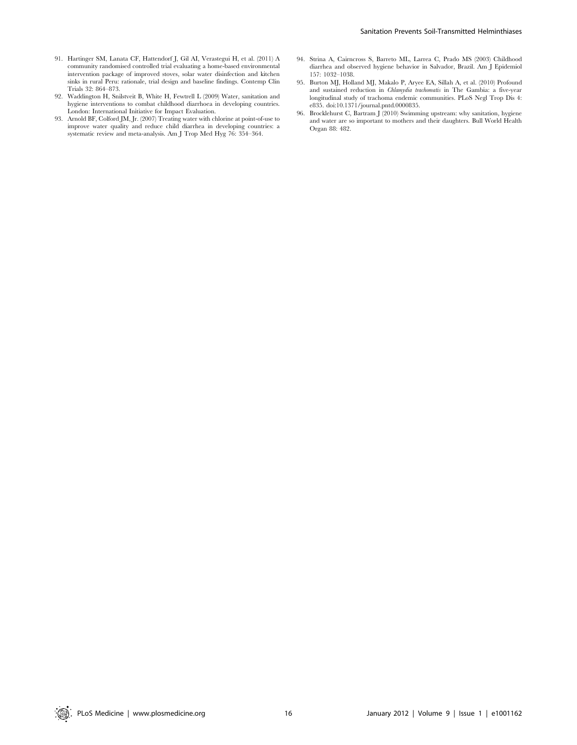91. Hartinger SM, Lanata CF, Hattendorf J, Gil AI, Verastegui H, et al. (2011) A community randomised controlled trial evaluating a home-based environmental intervention package of improved stoves, solar water disinfection and kitchen sinks in rural Peru: rationale, trial design and baseline findings. Contemp Clin Trials 32: 864–873.
92. Waddington H, Snilstveit B, White H, Fewtrell L (2009) Water, sanitation and hygiene interventions to combat childhood diarrhoea in developing countries. London: International Initiative for Impact Evaluation.
93. Arnold BF, Colford JM, Jr. (2007) Treating water with chlorine at point-of-use to improve water quality and reduce child diarrhea in developing countries: a systematic review and meta-analysis. Am J Trop Med Hyg 76: 354–364.
94. Strina A, Cairncross S, Barreto ML, Larrea C, Prado MS (2003) Childhood diarrhea and observed hygiene behavior in Salvador, Brazil. Am J Epidemiol 157: 1032–1038.
95. Burton MJ, Holland MJ, Makalo P, Aryee EA, Sillah A, et al. (2010) Profound and sustained reduction in *Chlamydia trachomatis* in The Gambia: a five-year longitudinal study of trachoma endemic communities. PLoS Negl Trop Dis 4: e835. doi:10.1371/journal.pntd.0000835.
96. Brocklehurst C, Bartram J (2010) Swimming upstream: why sanitation, hygiene and water are so important to mothers and their daughters. Bull World Health Organ 88: 482.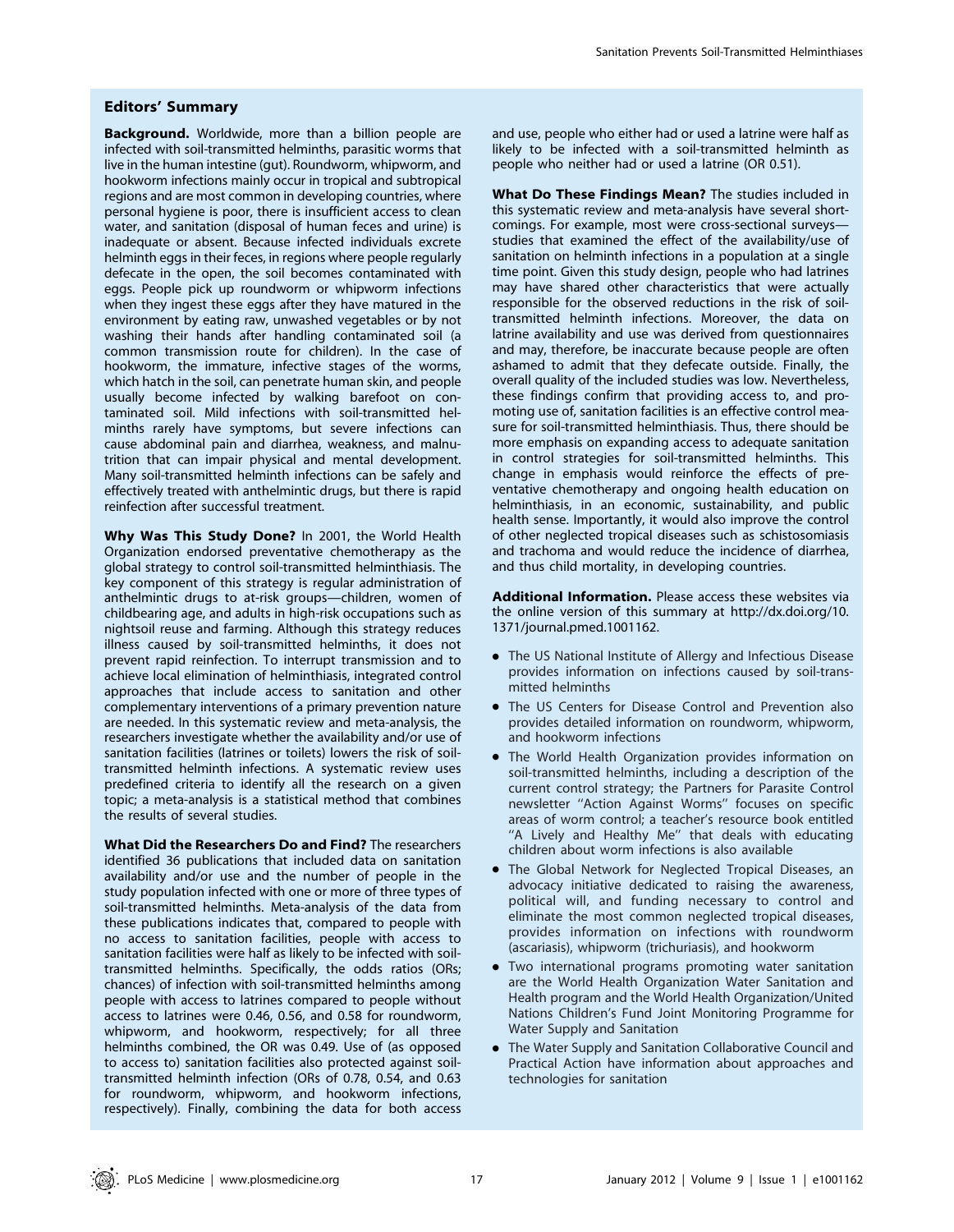## Editors' Summary

**Background.** Worldwide, more than a billion people are infected with soil-transmitted helminths, parasitic worms that live in the human intestine (gut). Roundworm, whipworm, and hookworm infections mainly occur in tropical and subtropical regions and are most common in developing countries, where personal hygiene is poor, there is insufficient access to clean water, and sanitation (disposal of human feces and urine) is inadequate or absent. Because infected individuals excrete helminth eggs in their feces, in regions where people regularly defecate in the open, the soil becomes contaminated with eggs. People pick up roundworm or whipworm infections when they ingest these eggs after they have matured in the environment by eating raw, unwashed vegetables or by not washing their hands after handling contaminated soil (a common transmission route for children). In the case of hookworm, the immature, infective stages of the worms, which hatch in the soil, can penetrate human skin, and people usually become infected by walking barefoot on contaminated soil. Mild infections with soil-transmitted helminths rarely have symptoms, but severe infections can cause abdominal pain and diarrhea, weakness, and malnutrition that can impair physical and mental development. Many soil-transmitted helminth infections can be safely and effectively treated with anthelmintic drugs, but there is rapid reinfection after successful treatment.

**Why Was This Study Done?** In 2001, the World Health Organization endorsed preventative chemotherapy as the global strategy to control soil-transmitted helminthiasis. The key component of this strategy is regular administration of anthelmintic drugs to at-risk groups—children, women of childbearing age, and adults in high-risk occupations such as nightsoil reuse and farming. Although this strategy reduces illness caused by soil-transmitted helminths, it does not prevent rapid reinfection. To interrupt transmission and to achieve local elimination of helminthiasis, integrated control approaches that include access to sanitation and other complementary interventions of a primary prevention nature are needed. In this systematic review and meta-analysis, the researchers investigate whether the availability and/or use of sanitation facilities (latrines or toilets) lowers the risk of soil-transmitted helminth infections. A systematic review uses predefined criteria to identify all the research on a given topic; a meta-analysis is a statistical method that combines the results of several studies.

**What Did the Researchers Do and Find?** The researchers identified 36 publications that included data on sanitation availability and/or use and the number of people in the study population infected with one or more of three types of soil-transmitted helminths. Meta-analysis of the data from these publications indicates that, compared to people with no access to sanitation facilities, people with access to sanitation facilities were half as likely to be infected with soil-transmitted helminths. Specifically, the odds ratios (ORs; chances) of infection with soil-transmitted helminths among people with access to latrines compared to people without access to latrines were 0.46, 0.56, and 0.58 for roundworm, whipworm, and hookworm, respectively; for all three helminths combined, the OR was 0.49. Use of (as opposed to access to) sanitation facilities also protected against soil-transmitted helminth infection (ORs of 0.78, 0.54, and 0.63 for roundworm, whipworm, and hookworm infections, respectively). Finally, combining the data for both access and use, people who either had or used a latrine were half as likely to be infected with a soil-transmitted helminth as people who neither had or used a latrine (OR 0.51).

**What Do These Findings Mean?** The studies included in this systematic review and meta-analysis have several shortcomings. For example, most were cross-sectional surveys—studies that examined the effect of the availability/use of sanitation on helminth infections in a population at a single time point. Given this study design, people who had latrines may have shared other characteristics that were actually responsible for the observed reductions in the risk of soil-transmitted helminth infections. Moreover, the data on latrine availability and use was derived from questionnaires and may, therefore, be inaccurate because people are often ashamed to admit that they defecate outside. Finally, the overall quality of the included studies was low. Nevertheless, these findings confirm that providing access to, and promoting use of, sanitation facilities is an effective control measure for soil-transmitted helminthiasis. Thus, there should be more emphasis on expanding access to adequate sanitation in control strategies for soil-transmitted helminths. This change in emphasis would reinforce the effects of preventative chemotherapy and ongoing health education on helminthiasis, in an economic, sustainability, and public health sense. Importantly, it would also improve the control of other neglected tropical diseases such as schistosomiasis and trachoma and would reduce the incidence of diarrhea, and thus child mortality, in developing countries.

**Additional Information.** Please access these websites via the online version of this summary at http://dx.doi.org/10.1371/journal.pmed.1001162.

- The US National Institute of Allergy and Infectious Disease provides information on infections caused by soil-transmitted helminths
- The US Centers for Disease Control and Prevention also provides detailed information on roundworm, whipworm, and hookworm infections
- The World Health Organization provides information on soil-transmitted helminths, including a description of the current control strategy; the Partners for Parasite Control newsletter "Action Against Worms" focuses on specific areas of worm control; a teacher's resource book entitled "A Lively and Healthy Me" that deals with educating children about worm infections is also available
- The Global Network for Neglected Tropical Diseases, an advocacy initiative dedicated to raising the awareness, political will, and funding necessary to control and eliminate the most common neglected tropical diseases, provides information on infections with roundworm (ascariasis), whipworm (trichuriasis), and hookworm
- Two international programs promoting water sanitation are the World Health Organization Water Sanitation and Health program and the World Health Organization/United Nations Children's Fund Joint Monitoring Programme for Water Supply and Sanitation
- The Water Supply and Sanitation Collaborative Council and Practical Action have information about approaches and technologies for sanitation